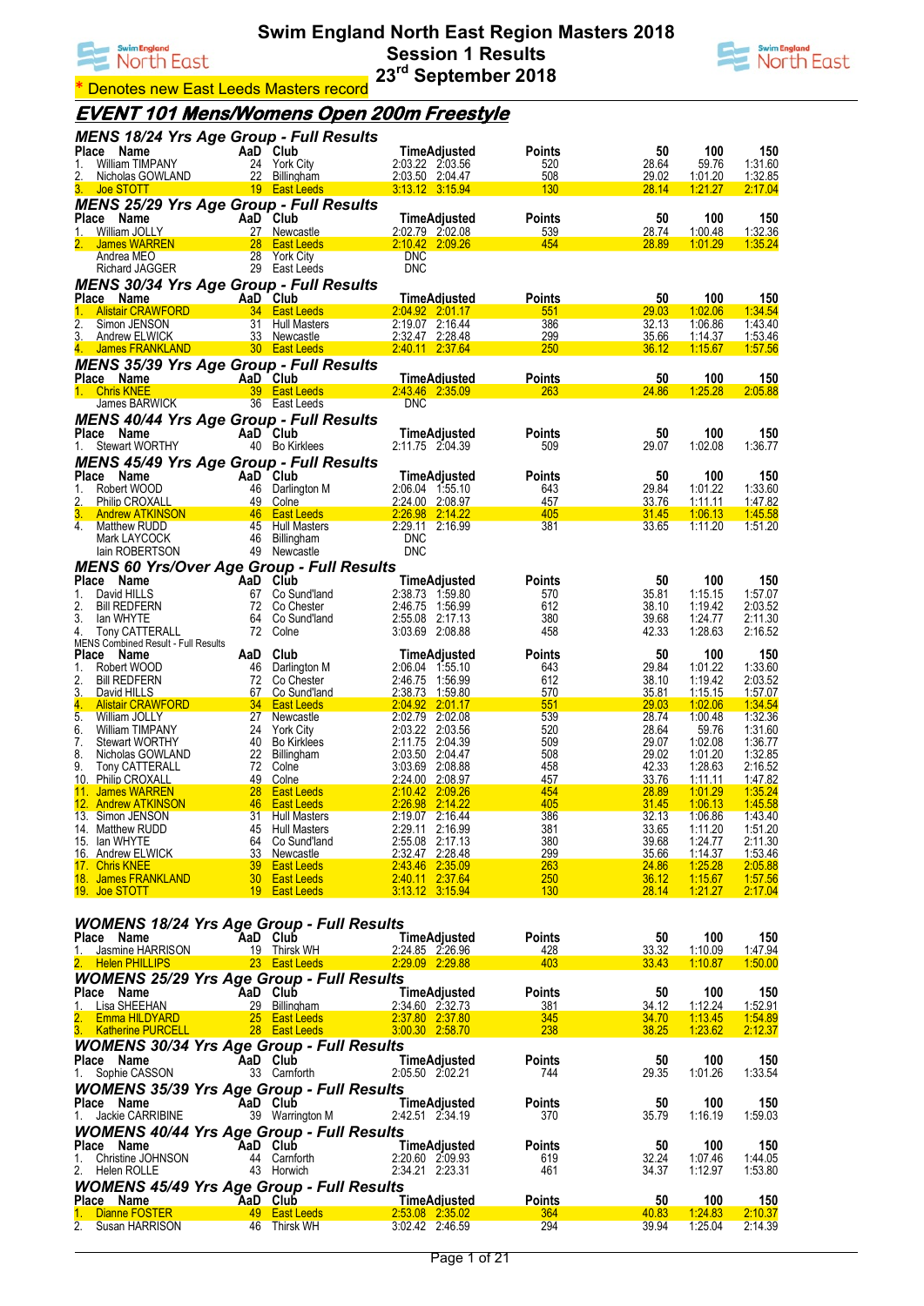# Swim England North East Region Masters 2018
## Session 1 Results
## 23rd September 2018

\* Denotes new East Leeds Masters record

## EVENT 101 Mens/Womens Open 200m Freestyle

### MENS 18/24 Yrs Age Group - Full Results

| Place | Name | AaD | Club | Time | Adjusted | Points | 50 | 100 | 150 |
|---|---|---|---|---|---|---|---|---|---|
| 1. | William TIMPANY | 24 | York City | 2:03.22 | 2:03.56 | 520 | 28.64 | 59.76 | 1:31.60 |
| 2. | Nicholas GOWLAND | 22 | Billingham | 2:03.50 | 2:04.47 | 508 | 29.02 | 1:01.20 | 1:32.85 |
| 3. | Joe STOTT | 19 | East Leeds | 3:13.12 | 3:15.94 | 130 | 28.14 | 1:21.27 | 2:17.04 |

### MENS 25/29 Yrs Age Group - Full Results

| Place | Name | AaD | Club | Time | Adjusted | Points | 50 | 100 | 150 |
|---|---|---|---|---|---|---|---|---|---|
| 1. | William JOLLY | 27 | Newcastle | 2:02.79 | 2:02.08 | 539 | 28.74 | 1:00.48 | 1:32.36 |
| 2. | James WARREN | 28 | East Leeds | 2:10.42 | 2:09.26 | 454 | 28.89 | 1:01.29 | 1:35.24 |
| | Andrea MEO | 28 | York City | DNC | | | | | |
| | Richard JAGGER | 29 | East Leeds | DNC | | | | | |

### MENS 30/34 Yrs Age Group - Full Results

| Place | Name | AaD | Club | Time | Adjusted | Points | 50 | 100 | 150 |
|---|---|---|---|---|---|---|---|---|---|
| 1. | Alistair CRAWFORD | 34 | East Leeds | 2:04.92 | 2:01.17 | 551 | 29.03 | 1:02.06 | 1:34.54 |
| 2. | Simon JENSON | 31 | Hull Masters | 2:19.07 | 2:16.44 | 386 | 32.13 | 1:06.86 | 1:43.40 |
| 3. | Andrew ELWICK | 33 | Newcastle | 2:32.47 | 2:28.48 | 299 | 35.66 | 1:14.37 | 1:53.46 |
| 4. | James FRANKLAND | 30 | East Leeds | 2:40.11 | 2:37.64 | 250 | 36.12 | 1:15.67 | 1:57.56 |

### MENS 35/39 Yrs Age Group - Full Results

| Place | Name | AaD | Club | Time | Adjusted | Points | 50 | 100 | 150 |
|---|---|---|---|---|---|---|---|---|---|
| 1. | Chris KNEE | 39 | East Leeds | 2:43.46 | 2:35.09 | 263 | 24.86 | 1:25.28 | 2:05.88 |
| | James BARWICK | 36 | East Leeds | DNC | | | | | |

### MENS 40/44 Yrs Age Group - Full Results

| Place | Name | AaD | Club | Time | Adjusted | Points | 50 | 100 | 150 |
|---|---|---|---|---|---|---|---|---|---|
| 1. | Stewart WORTHY | 40 | Bo Kirklees | 2:11.75 | 2:04.39 | 509 | 29.07 | 1:02.08 | 1:36.77 |

### MENS 45/49 Yrs Age Group - Full Results

| Place | Name | AaD | Club | Time | Adjusted | Points | 50 | 100 | 150 |
|---|---|---|---|---|---|---|---|---|---|
| 1. | Robert WOOD | 46 | Darlington M | 2:06.04 | 1:55.10 | 643 | 29.84 | 1:01.22 | 1:33.60 |
| 2. | Philip CROXALL | 49 | Colne | 2:24.00 | 2:08.97 | 457 | 33.76 | 1:11.11 | 1:47.82 |
| 3. | Andrew ATKINSON | 46 | East Leeds | 2:26.98 | 2:14.22 | 405 | 31.45 | 1:06.13 | 1:45.58 |
| 4. | Matthew RUDD | 45 | Hull Masters | 2:29.11 | 2:16.99 | 381 | 33.65 | 1:11.20 | 1:51.20 |
| | Mark LAYCOCK | 46 | Billingham | DNC | | | | | |
| | Iain ROBERTSON | 49 | Newcastle | DNC | | | | | |

### MENS 60 Yrs/Over Age Group - Full Results

| Place | Name | AaD | Club | Time | Adjusted | Points | 50 | 100 | 150 |
|---|---|---|---|---|---|---|---|---|---|
| 1. | David HILLS | 67 | Co Sund'land | 2:38.73 | 1:59.80 | 570 | 35.81 | 1:15.15 | 1:57.07 |
| 2. | Bill REDFERN | 72 | Co Chester | 2:46.75 | 1:56.99 | 612 | 38.10 | 1:19.42 | 2:03.52 |
| 3. | Ian WHYTE | 64 | Co Sund'land | 2:55.08 | 2:17.13 | 380 | 39.68 | 1:24.77 | 2:11.30 |
| 4. | Tony CATTERALL | 72 | Colne | 3:03.69 | 2:08.88 | 458 | 42.33 | 1:28.63 | 2:16.52 |

MENS Combined Result - Full Results

| Place | Name | AaD | Club | Time | Adjusted | Points | 50 | 100 | 150 |
|---|---|---|---|---|---|---|---|---|---|
| 1. | Robert WOOD | 46 | Darlington M | 2:06.04 | 1:55.10 | 643 | 29.84 | 1:01.22 | 1:33.60 |
| 2. | Bill REDFERN | 72 | Co Chester | 2:46.75 | 1:56.99 | 612 | 38.10 | 1:19.42 | 2:03.52 |
| 3. | David HILLS | 67 | Co Sund'land | 2:38.73 | 1:59.80 | 570 | 35.81 | 1:15.15 | 1:57.07 |
| 4. | Alistair CRAWFORD | 34 | East Leeds | 2:04.92 | 2:01.17 | 551 | 29.03 | 1:02.06 | 1:34.54 |
| 5. | William JOLLY | 27 | Newcastle | 2:02.79 | 2:02.08 | 539 | 28.74 | 1:00.48 | 1:32.36 |
| 6. | William TIMPANY | 24 | York City | 2:03.22 | 2:03.56 | 520 | 28.64 | 59.76 | 1:31.60 |
| 7. | Stewart WORTHY | 40 | Bo Kirklees | 2:11.75 | 2:04.39 | 509 | 29.07 | 1:02.08 | 1:36.77 |
| 8. | Nicholas GOWLAND | 22 | Billingham | 2:03.50 | 2:04.47 | 508 | 29.02 | 1:01.20 | 1:32.85 |
| 9. | Tony CATTERALL | 72 | Colne | 3:03.69 | 2:08.88 | 458 | 42.33 | 1:28.63 | 2:16.52 |
| 10. | Philip CROXALL | 49 | Colne | 2:24.00 | 2:08.97 | 457 | 33.76 | 1:11.11 | 1:47.82 |
| 11. | James WARREN | 28 | East Leeds | 2:10.42 | 2:09.26 | 454 | 28.89 | 1:01.29 | 1:35.24 |
| 12. | Andrew ATKINSON | 46 | East Leeds | 2:26.98 | 2:14.22 | 405 | 31.45 | 1:06.13 | 1:45.58 |
| 13. | Simon JENSON | 31 | Hull Masters | 2:19.07 | 2:16.44 | 386 | 32.13 | 1:06.86 | 1:43.40 |
| 14. | Matthew RUDD | 45 | Hull Masters | 2:29.11 | 2:16.99 | 381 | 33.65 | 1:11.20 | 1:51.20 |
| 15. | Ian WHYTE | 64 | Co Sund'land | 2:55.08 | 2:17.13 | 380 | 39.68 | 1:24.77 | 2:11.30 |
| 16. | Andrew ELWICK | 33 | Newcastle | 2:32.47 | 2:28.48 | 299 | 35.66 | 1:14.37 | 1:53.46 |
| 17. | Chris KNEE | 39 | East Leeds | 2:43.46 | 2:35.09 | 263 | 24.86 | 1:25.28 | 2:05.88 |
| 18. | James FRANKLAND | 30 | East Leeds | 2:40.11 | 2:37.64 | 250 | 36.12 | 1:15.67 | 1:57.56 |
| 19. | Joe STOTT | 19 | East Leeds | 3:13.12 | 3:15.94 | 130 | 28.14 | 1:21.27 | 2:17.04 |

### WOMENS 18/24 Yrs Age Group - Full Results

| Place | Name | AaD | Club | Time | Adjusted | Points | 50 | 100 | 150 |
|---|---|---|---|---|---|---|---|---|---|
| 1. | Jasmine HARRISON | 19 | Thirsk WH | 2:24.85 | 2:26.96 | 428 | 33.32 | 1:10.09 | 1:47.94 |
| 2. | Helen PHILLIPS | 23 | East Leeds | 2:29.09 | 2:29.88 | 403 | 33.43 | 1:10.87 | 1:50.00 |

### WOMENS 25/29 Yrs Age Group - Full Results

| Place | Name | AaD | Club | Time | Adjusted | Points | 50 | 100 | 150 |
|---|---|---|---|---|---|---|---|---|---|
| 1. | Lisa SHEEHAN | 29 | Billingham | 2:34.60 | 2:32.73 | 381 | 34.12 | 1:12.24 | 1:52.91 |
| 2. | Emma HILDYARD | 25 | East Leeds | 2:37.80 | 2:37.80 | 345 | 34.70 | 1:13.45 | 1:54.89 |
| 3. | Katherine PURCELL | 28 | East Leeds | 3:00.30 | 2:58.70 | 238 | 38.25 | 1:23.62 | 2:12.37 |

### WOMENS 30/34 Yrs Age Group - Full Results

| Place | Name | AaD | Club | Time | Adjusted | Points | 50 | 100 | 150 |
|---|---|---|---|---|---|---|---|---|---|
| 1. | Sophie CASSON | 33 | Carnforth | 2:05.50 | 2:02.21 | 744 | 29.35 | 1:01.26 | 1:33.54 |

### WOMENS 35/39 Yrs Age Group - Full Results

| Place | Name | AaD | Club | Time | Adjusted | Points | 50 | 100 | 150 |
|---|---|---|---|---|---|---|---|---|---|
| 1. | Jackie CARRIBINE | 39 | Warrington M | 2:42.51 | 2:34.19 | 370 | 35.79 | 1:16.19 | 1:59.03 |

### WOMENS 40/44 Yrs Age Group - Full Results

| Place | Name | AaD | Club | Time | Adjusted | Points | 50 | 100 | 150 |
|---|---|---|---|---|---|---|---|---|---|
| 1. | Christine JOHNSON | 44 | Carnforth | 2:20.60 | 2:09.93 | 619 | 32.24 | 1:07.46 | 1:44.05 |
| 2. | Helen ROLLE | 43 | Horwich | 2:34.21 | 2:23.31 | 461 | 34.37 | 1:12.97 | 1:53.80 |

### WOMENS 45/49 Yrs Age Group - Full Results

| Place | Name | AaD | Club | Time | Adjusted | Points | 50 | 100 | 150 |
|---|---|---|---|---|---|---|---|---|---|
| 1. | Dianne FOSTER | 49 | East Leeds | 2:53.08 | 2:35.02 | 364 | 40.83 | 1:24.83 | 2:10.37 |
| 2. | Susan HARRISON | 46 | Thirsk WH | 3:02.42 | 2:46.59 | 294 | 39.94 | 1:25.04 | 2:14.39 |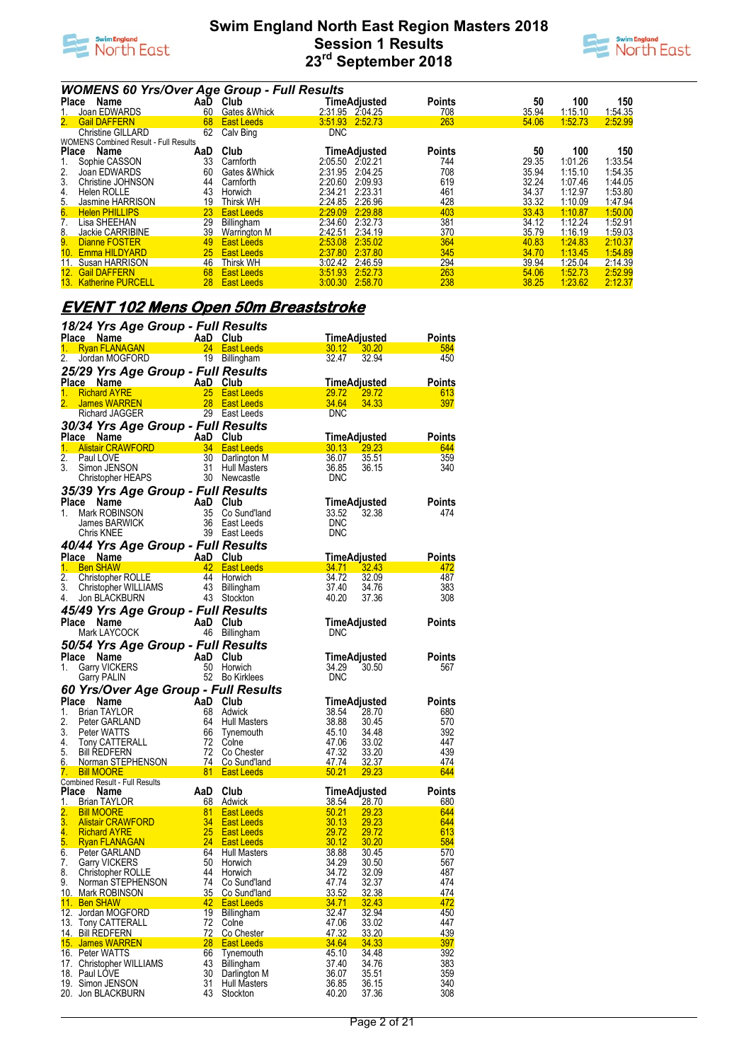### WOMENS 60 Yrs/Over Age Group - Full Results

| Place | Name | AaD | Club | Time | Adjusted | Points | 50 | 100 | 150 |
|---|---|---|---|---|---|---|---|---|---|
| 1. | Joan EDWARDS | 60 | Gates &Whick | 2:31.95 | 2:04.25 | 708 | 35.94 | 1:15.10 | 1:54.35 |
| 2. | Gail DAFFERN | 68 | East Leeds | 3:51.93 | 2:52.73 | 263 | 54.06 | 1:52.73 | 2:52.99 |
| | Christine GILLARD | 62 | Calv Bing | DNC | | | | | |

WOMENS Combined Result - Full Results

| Place | Name | AaD | Club | Time | Adjusted | Points | 50 | 100 | 150 |
|---|---|---|---|---|---|---|---|---|---|
| 1. | Sophie CASSON | 33 | Carnforth | 2:05.50 | 2:02.21 | 744 | 29.35 | 1:01.26 | 1:33.54 |
| 2. | Joan EDWARDS | 60 | Gates &Whick | 2:31.95 | 2:04.25 | 708 | 35.94 | 1:15.10 | 1:54.35 |
| 3. | Christine JOHNSON | 44 | Carnforth | 2:20.60 | 2:09.93 | 619 | 32.24 | 1:07.46 | 1:44.05 |
| 4. | Helen ROLLE | 43 | Horwich | 2:34.21 | 2:23.31 | 461 | 34.37 | 1:12.97 | 1:53.80 |
| 5. | Jasmine HARRISON | 19 | Thirsk WH | 2:24.85 | 2:26.96 | 428 | 33.32 | 1:10.09 | 1:47.94 |
| 6. | Helen PHILLIPS | 23 | East Leeds | 2:29.09 | 2:29.88 | 403 | 33.43 | 1:10.87 | 1:50.00 |
| 7. | Lisa SHEEHAN | 29 | Billingham | 2:34.60 | 2:32.73 | 381 | 34.12 | 1:12.24 | 1:52.91 |
| 8. | Jackie CARRIBINE | 39 | Warrington M | 2:42.51 | 2:34.19 | 370 | 35.79 | 1:16.19 | 1:59.03 |
| 9. | Dianne FOSTER | 49 | East Leeds | 2:53.08 | 2:35.02 | 364 | 40.83 | 1:24.83 | 2:10.37 |
| 10. | Emma HILDYARD | 25 | East Leeds | 2:37.80 | 2:37.80 | 345 | 34.70 | 1:13.45 | 1:54.89 |
| 11. | Susan HARRISON | 46 | Thirsk WH | 3:02.42 | 2:46.59 | 294 | 39.94 | 1:25.04 | 2:14.39 |
| 12. | Gail DAFFERN | 68 | East Leeds | 3:51.93 | 2:52.73 | 263 | 54.06 | 1:52.73 | 2:52.99 |
| 13. | Katherine PURCELL | 28 | East Leeds | 3:00.30 | 2:58.70 | 238 | 38.25 | 1:23.62 | 2:12.37 |

## EVENT 102 Mens Open 50m Breaststroke

### 18/24 Yrs Age Group - Full Results

| Place | Name | AaD | Club | Time | Adjusted | Points |
|---|---|---|---|---|---|---|
| 1. | Ryan FLANAGAN | 24 | East Leeds | 30.12 | 30.20 | 584 |
| 2. | Jordan MOGFORD | 19 | Billingham | 32.47 | 32.94 | 450 |

### 25/29 Yrs Age Group - Full Results

| Place | Name | AaD | Club | Time | Adjusted | Points |
|---|---|---|---|---|---|---|
| 1. | Richard AYRE | 25 | East Leeds | 29.72 | 29.72 | 613 |
| 2. | James WARREN | 28 | East Leeds | 34.64 | 34.33 | 397 |
| | Richard JAGGER | 29 | East Leeds | DNC | | |

### 30/34 Yrs Age Group - Full Results

| Place | Name | AaD | Club | Time | Adjusted | Points |
|---|---|---|---|---|---|---|
| 1. | Alistair CRAWFORD | 34 | East Leeds | 30.13 | 29.23 | 644 |
| 2. | Paul LOVE | 30 | Darlington M | 36.07 | 35.51 | 359 |
| 3. | Simon JENSON | 31 | Hull Masters | 36.85 | 36.15 | 340 |
| | Christopher HEAPS | 30 | Newcastle | DNC | | |

### 35/39 Yrs Age Group - Full Results

| Place | Name | AaD | Club | Time | Adjusted | Points |
|---|---|---|---|---|---|---|
| 1. | Mark ROBINSON | 35 | Co Sund'land | 33.52 | 32.38 | 474 |
| | James BARWICK | 36 | East Leeds | DNC | | |
| | Chris KNEE | 39 | East Leeds | DNC | | |

### 40/44 Yrs Age Group - Full Results

| Place | Name | AaD | Club | Time | Adjusted | Points |
|---|---|---|---|---|---|---|
| 1. | Ben SHAW | 42 | East Leeds | 34.71 | 32.43 | 472 |
| 2. | Christopher ROLLE | 44 | Horwich | 34.72 | 32.09 | 487 |
| 3. | Christopher WILLIAMS | 43 | Billingham | 37.40 | 34.76 | 383 |
| 4. | Jon BLACKBURN | 43 | Stockton | 40.20 | 37.36 | 308 |

### 45/49 Yrs Age Group - Full Results

| Place | Name | AaD | Club | Time | Adjusted | Points |
|---|---|---|---|---|---|---|
| | Mark LAYCOCK | 46 | Billingham | DNC | | |

### 50/54 Yrs Age Group - Full Results

| Place | Name | AaD | Club | Time | Adjusted | Points |
|---|---|---|---|---|---|---|
| 1. | Garry VICKERS | 50 | Horwich | 34.29 | 30.50 | 567 |
| | Garry PALIN | 52 | Bo Kirklees | DNC | | |

### 60 Yrs/Over Age Group - Full Results

| Place | Name | AaD | Club | Time | Adjusted | Points |
|---|---|---|---|---|---|---|
| 1. | Brian TAYLOR | 68 | Adwick | 38.54 | 28.70 | 680 |
| 2. | Peter GARLAND | 64 | Hull Masters | 38.88 | 30.45 | 570 |
| 3. | Peter WATTS | 66 | Tynemouth | 45.10 | 34.48 | 392 |
| 4. | Tony CATTERALL | 72 | Colne | 47.06 | 33.02 | 447 |
| 5. | Bill REDFERN | 72 | Co Chester | 47.32 | 33.20 | 439 |
| 6. | Norman STEPHENSON | 74 | Co Sund'land | 47.74 | 32.37 | 474 |
| 7. | Bill MOORE | 81 | East Leeds | 50.21 | 29.23 | 644 |

Combined Result - Full Results

| Place | Name | AaD | Club | Time | Adjusted | Points |
|---|---|---|---|---|---|---|
| 1. | Brian TAYLOR | 68 | Adwick | 38.54 | 28.70 | 680 |
| 2. | Bill MOORE | 81 | East Leeds | 50.21 | 29.23 | 644 |
| 3. | Alistair CRAWFORD | 34 | East Leeds | 30.13 | 29.23 | 644 |
| 4. | Richard AYRE | 25 | East Leeds | 29.72 | 29.72 | 613 |
| 5. | Ryan FLANAGAN | 24 | East Leeds | 30.12 | 30.20 | 584 |
| 6. | Peter GARLAND | 64 | Hull Masters | 38.88 | 30.45 | 570 |
| 7. | Garry VICKERS | 50 | Horwich | 34.29 | 30.50 | 567 |
| 8. | Christopher ROLLE | 44 | Horwich | 34.72 | 32.09 | 487 |
| 9. | Norman STEPHENSON | 74 | Co Sund'land | 47.74 | 32.37 | 474 |
| 10. | Mark ROBINSON | 35 | Co Sund'land | 33.52 | 32.38 | 474 |
| 11. | Ben SHAW | 42 | East Leeds | 34.71 | 32.43 | 472 |
| 12. | Jordan MOGFORD | 19 | Billingham | 32.47 | 32.94 | 450 |
| 13. | Tony CATTERALL | 72 | Colne | 47.06 | 33.02 | 447 |
| 14. | Bill REDFERN | 72 | Co Chester | 47.32 | 33.20 | 439 |
| 15. | James WARREN | 28 | East Leeds | 34.64 | 34.33 | 397 |
| 16. | Peter WATTS | 66 | Tynemouth | 45.10 | 34.48 | 392 |
| 17. | Christopher WILLIAMS | 43 | Billingham | 37.40 | 34.76 | 383 |
| 18. | Paul LOVE | 30 | Darlington M | 36.07 | 35.51 | 359 |
| 19. | Simon JENSON | 31 | Hull Masters | 36.85 | 36.15 | 340 |
| 20. | Jon BLACKBURN | 43 | Stockton | 40.20 | 37.36 | 308 |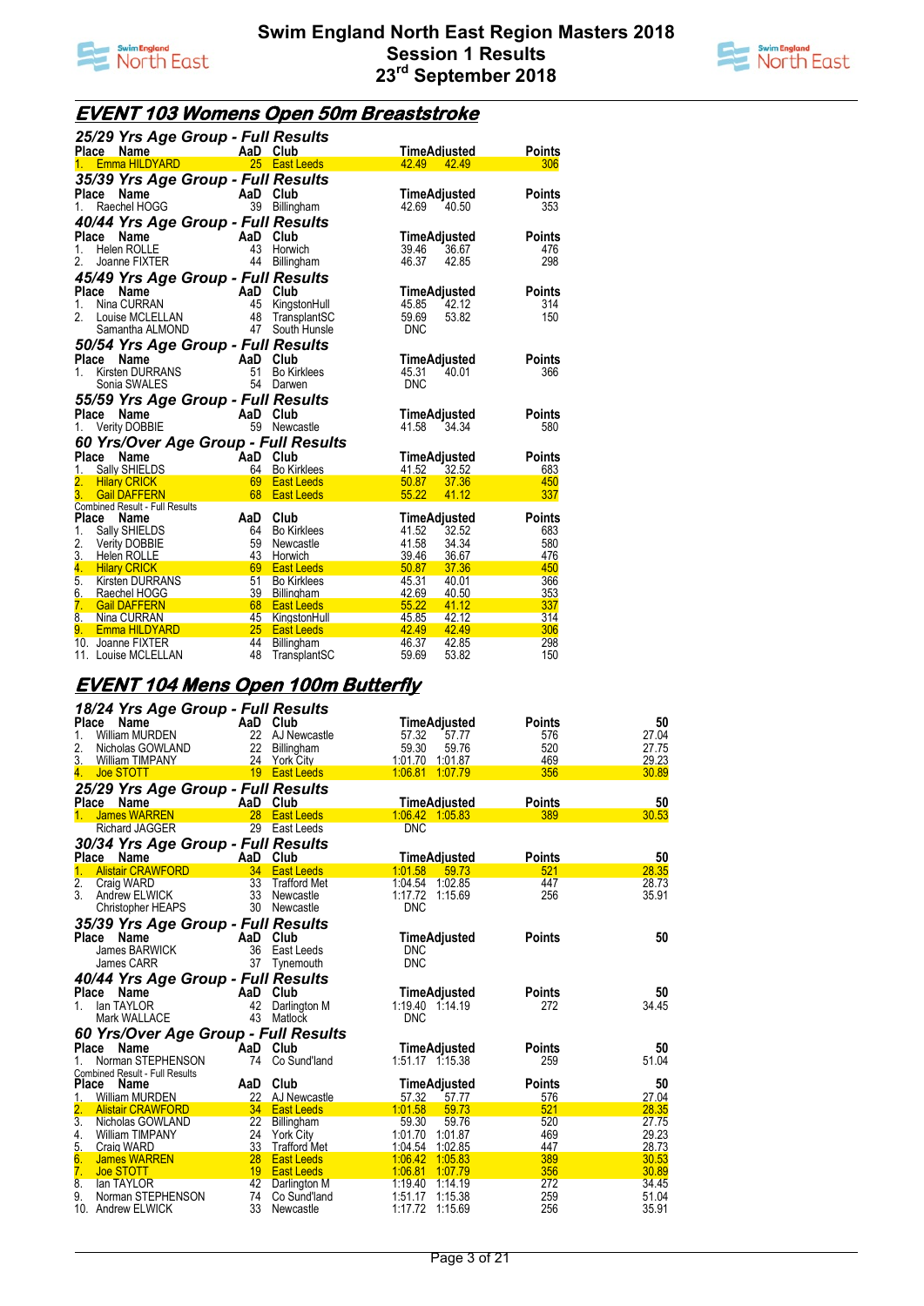# Swim England North East Region Masters 2018
## Session 1 Results
## 23rd September 2018

## EVENT 103 Womens Open 50m Breaststroke

### 25/29 Yrs Age Group - Full Results

| Place | Name | AaD | Club | Time | Adjusted | Points |
|---|---|---|---|---|---|---|
| 1. | Emma HILDYARD | 25 | East Leeds | 42.49 | 42.49 | 306 |

### 35/39 Yrs Age Group - Full Results

| Place | Name | AaD | Club | Time | Adjusted | Points |
|---|---|---|---|---|---|---|
| 1. | Raechel HOGG | 39 | Billingham | 42.69 | 40.50 | 353 |

### 40/44 Yrs Age Group - Full Results

| Place | Name | AaD | Club | Time | Adjusted | Points |
|---|---|---|---|---|---|---|
| 1. | Helen ROLLE | 43 | Horwich | 39.46 | 36.67 | 476 |
| 2. | Joanne FIXTER | 44 | Billingham | 46.37 | 42.85 | 298 |

### 45/49 Yrs Age Group - Full Results

| Place | Name | AaD | Club | Time | Adjusted | Points |
|---|---|---|---|---|---|---|
| 1. | Nina CURRAN | 45 | KingstonHull | 45.85 | 42.12 | 314 |
| 2. | Louise MCLELLAN | 48 | TransplantSC | 59.69 | 53.82 | 150 |
| | Samantha ALMOND | 47 | South Hunsle | DNC | | |

### 50/54 Yrs Age Group - Full Results

| Place | Name | AaD | Club | Time | Adjusted | Points |
|---|---|---|---|---|---|---|
| 1. | Kirsten DURRANS | 51 | Bo Kirklees | 45.31 | 40.01 | 366 |
| | Sonia SWALES | 54 | Darwen | DNC | | |

### 55/59 Yrs Age Group - Full Results

| Place | Name | AaD | Club | Time | Adjusted | Points |
|---|---|---|---|---|---|---|
| 1. | Verity DOBBIE | 59 | Newcastle | 41.58 | 34.34 | 580 |

### 60 Yrs/Over Age Group - Full Results

| Place | Name | AaD | Club | Time | Adjusted | Points |
|---|---|---|---|---|---|---|
| 1. | Sally SHIELDS | 64 | Bo Kirklees | 41.52 | 32.52 | 683 |
| 2. | Hilary CRICK | 69 | East Leeds | 50.87 | 37.36 | 450 |
| 3. | Gail DAFFERN | 68 | East Leeds | 55.22 | 41.12 | 337 |

### Combined Result - Full Results

| Place | Name | AaD | Club | Time | Adjusted | Points |
|---|---|---|---|---|---|---|
| 1. | Sally SHIELDS | 64 | Bo Kirklees | 41.52 | 32.52 | 683 |
| 2. | Verity DOBBIE | 59 | Newcastle | 41.58 | 34.34 | 580 |
| 3. | Helen ROLLE | 43 | Horwich | 39.46 | 36.67 | 476 |
| 4. | Hilary CRICK | 69 | East Leeds | 50.87 | 37.36 | 450 |
| 5. | Kirsten DURRANS | 51 | Bo Kirklees | 45.31 | 40.01 | 366 |
| 6. | Raechel HOGG | 39 | Billingham | 42.69 | 40.50 | 353 |
| 7. | Gail DAFFERN | 68 | East Leeds | 55.22 | 41.12 | 337 |
| 8. | Nina CURRAN | 45 | KingstonHull | 45.85 | 42.12 | 314 |
| 9. | Emma HILDYARD | 25 | East Leeds | 42.49 | 42.49 | 306 |
| 10. | Joanne FIXTER | 44 | Billingham | 46.37 | 42.85 | 298 |
| 11. | Louise MCLELLAN | 48 | TransplantSC | 59.69 | 53.82 | 150 |

## EVENT 104 Mens Open 100m Butterfly

### 18/24 Yrs Age Group - Full Results

| Place | Name | AaD | Club | Time | Adjusted | Points | 50 |
|---|---|---|---|---|---|---|---|
| 1. | William MURDEN | 22 | AJ Newcastle | 57.32 | 57.77 | 576 | 27.04 |
| 2. | Nicholas GOWLAND | 22 | Billingham | 59.30 | 59.76 | 520 | 27.75 |
| 3. | William TIMPANY | 24 | York City | 1:01.70 | 1:01.87 | 469 | 29.23 |
| 4. | Joe STOTT | 19 | East Leeds | 1:06.81 | 1:07.79 | 356 | 30.89 |

### 25/29 Yrs Age Group - Full Results

| Place | Name | AaD | Club | Time | Adjusted | Points | 50 |
|---|---|---|---|---|---|---|---|
| 1. | James WARREN | 28 | East Leeds | 1:06.42 | 1:05.83 | 389 | 30.53 |
| | Richard JAGGER | 29 | East Leeds | DNC | | | |

### 30/34 Yrs Age Group - Full Results

| Place | Name | AaD | Club | Time | Adjusted | Points | 50 |
|---|---|---|---|---|---|---|---|
| 1. | Alistair CRAWFORD | 34 | East Leeds | 1:01.58 | 59.73 | 521 | 28.35 |
| 2. | Craig WARD | 33 | Trafford Met | 1:04.54 | 1:02.85 | 447 | 28.73 |
| 3. | Andrew ELWICK | 33 | Newcastle | 1:17.72 | 1:15.69 | 256 | 35.91 |
| | Christopher HEAPS | 30 | Newcastle | DNC | | | |

### 35/39 Yrs Age Group - Full Results

| Place | Name | AaD | Club | Time | Adjusted | Points | 50 |
|---|---|---|---|---|---|---|---|
| | James BARWICK | 36 | East Leeds | DNC | | | |
| | James CARR | 37 | Tynemouth | DNC | | | |

### 40/44 Yrs Age Group - Full Results

| Place | Name | AaD | Club | Time | Adjusted | Points | 50 |
|---|---|---|---|---|---|---|---|
| 1. | Ian TAYLOR | 42 | Darlington M | 1:19.40 | 1:14.19 | 272 | 34.45 |
| | Mark WALLACE | 43 | Matlock | DNC | | | |

### 60 Yrs/Over Age Group - Full Results

| Place | Name | AaD | Club | Time | Adjusted | Points | 50 |
|---|---|---|---|---|---|---|---|
| 1. | Norman STEPHENSON | 74 | Co Sund'land | 1:51.17 | 1:15.38 | 259 | 51.04 |

### Combined Result - Full Results

| Place | Name | AaD | Club | Time | Adjusted | Points | 50 |
|---|---|---|---|---|---|---|---|
| 1. | William MURDEN | 22 | AJ Newcastle | 57.32 | 57.77 | 576 | 27.04 |
| 2. | Alistair CRAWFORD | 34 | East Leeds | 1:01.58 | 59.73 | 521 | 28.35 |
| 3. | Nicholas GOWLAND | 22 | Billingham | 59.30 | 59.76 | 520 | 27.75 |
| 4. | William TIMPANY | 24 | York City | 1:01.70 | 1:01.87 | 469 | 29.23 |
| 5. | Craig WARD | 33 | Trafford Met | 1:04.54 | 1:02.85 | 447 | 28.73 |
| 6. | James WARREN | 28 | East Leeds | 1:06.42 | 1:05.83 | 389 | 30.53 |
| 7. | Joe STOTT | 19 | East Leeds | 1:06.81 | 1:07.79 | 356 | 30.89 |
| 8. | Ian TAYLOR | 42 | Darlington M | 1:19.40 | 1:14.19 | 272 | 34.45 |
| 9. | Norman STEPHENSON | 74 | Co Sund'land | 1:51.17 | 1:15.38 | 259 | 51.04 |
| 10. | Andrew ELWICK | 33 | Newcastle | 1:17.72 | 1:15.69 | 256 | 35.91 |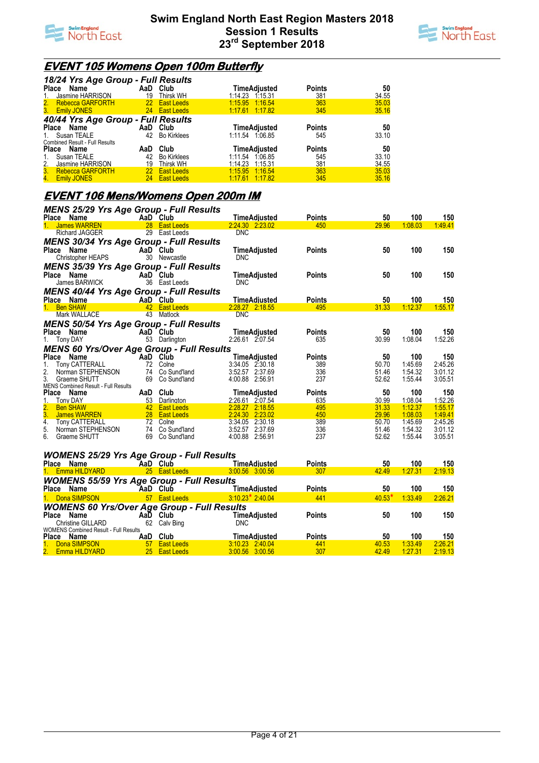# Swim England North East Region Masters 2018
## Session 1 Results
## 23rd September 2018

## EVENT 105 Womens Open 100m Butterfly

### 18/24 Yrs Age Group - Full Results

| Place | Name | AaD | Club | Time | Adjusted | Points | 50 |
|---|---|---|---|---|---|---|---|
| 1. | Jasmine HARRISON | 19 | Thirsk WH | 1:14.23 | 1:15.31 | 381 | 34.55 |
| 2. | Rebecca GARFORTH | 22 | East Leeds | 1:15.95 | 1:16.54 | 363 | 35.03 |
| 3. | Emily JONES | 24 | East Leeds | 1:17.61 | 1:17.82 | 345 | 35.16 |

### 40/44 Yrs Age Group - Full Results

| Place | Name | AaD | Club | Time | Adjusted | Points | 50 |
|---|---|---|---|---|---|---|---|
| 1. | Susan TEALE | 42 | Bo Kirklees | 1:11.54 | 1:06.85 | 545 | 33.10 |

Combined Result - Full Results

| Place | Name | AaD | Club | Time | Adjusted | Points | 50 |
|---|---|---|---|---|---|---|---|
| 1. | Susan TEALE | 42 | Bo Kirklees | 1:11.54 | 1:06.85 | 545 | 33.10 |
| 2. | Jasmine HARRISON | 19 | Thirsk WH | 1:14.23 | 1:15.31 | 381 | 34.55 |
| 3. | Rebecca GARFORTH | 22 | East Leeds | 1:15.95 | 1:16.54 | 363 | 35.03 |
| 4. | Emily JONES | 24 | East Leeds | 1:17.61 | 1:17.82 | 345 | 35.16 |

## EVENT 106 Mens/Womens Open 200m IM

### MENS 25/29 Yrs Age Group - Full Results

| Place | Name | AaD | Club | Time | Adjusted | Points | 50 | 100 | 150 |
|---|---|---|---|---|---|---|---|---|---|
| 1. | James WARREN | 28 | East Leeds | 2:24.30 | 2:23.02 | 450 | 29.96 | 1:08.03 | 1:49.41 |
| | Richard JAGGER | 29 | East Leeds | DNC | | | | | |

### MENS 30/34 Yrs Age Group - Full Results

| Place | Name | AaD | Club | Time | Adjusted | Points | 50 | 100 | 150 |
|---|---|---|---|---|---|---|---|---|---|
| | Christopher HEAPS | 30 | Newcastle | DNC | | | | | |

### MENS 35/39 Yrs Age Group - Full Results

| Place | Name | AaD | Club | Time | Adjusted | Points | 50 | 100 | 150 |
|---|---|---|---|---|---|---|---|---|---|
| | James BARWICK | 36 | East Leeds | DNC | | | | | |

### MENS 40/44 Yrs Age Group - Full Results

| Place | Name | AaD | Club | Time | Adjusted | Points | 50 | 100 | 150 |
|---|---|---|---|---|---|---|---|---|---|
| 1. | Ben SHAW | 42 | East Leeds | 2:28.27 | 2:18.55 | 495 | 31.33 | 1:12.37 | 1:55.17 |
| | Mark WALLACE | 43 | Matlock | DNC | | | | | |

### MENS 50/54 Yrs Age Group - Full Results

| Place | Name | AaD | Club | Time | Adjusted | Points | 50 | 100 | 150 |
|---|---|---|---|---|---|---|---|---|---|
| 1. | Tony DAY | 53 | Darlington | 2:26.61 | 2:07.54 | 635 | 30.99 | 1:08.04 | 1:52.26 |

### MENS 60 Yrs/Over Age Group - Full Results

| Place | Name | AaD | Club | Time | Adjusted | Points | 50 | 100 | 150 |
|---|---|---|---|---|---|---|---|---|---|
| 1. | Tony CATTERALL | 72 | Colne | 3:34.05 | 2:30.18 | 389 | 50.70 | 1:45.69 | 2:45.26 |
| 2. | Norman STEPHENSON | 74 | Co Sund'land | 3:52.57 | 2:37.69 | 336 | 51.46 | 1:54.32 | 3:01.12 |
| 3. | Graeme SHUTT | 69 | Co Sund'land | 4:00.88 | 2:56.91 | 237 | 52.62 | 1:55.44 | 3:05.51 |

MENS Combined Result - Full Results

| Place | Name | AaD | Club | Time | Adjusted | Points | 50 | 100 | 150 |
|---|---|---|---|---|---|---|---|---|---|
| 1. | Tony DAY | 53 | Darlington | 2:26.61 | 2:07.54 | 635 | 30.99 | 1:08.04 | 1:52.26 |
| 2. | Ben SHAW | 42 | East Leeds | 2:28.27 | 2:18.55 | 495 | 31.33 | 1:12.37 | 1:55.17 |
| 3. | James WARREN | 28 | East Leeds | 2:24.30 | 2:23.02 | 450 | 29.96 | 1:08.03 | 1:49.41 |
| 4. | Tony CATTERALL | 72 | Colne | 3:34.05 | 2:30.18 | 389 | 50.70 | 1:45.69 | 2:45.26 |
| 5. | Norman STEPHENSON | 74 | Co Sund'land | 3:52.57 | 2:37.69 | 336 | 51.46 | 1:54.32 | 3:01.12 |
| 6. | Graeme SHUTT | 69 | Co Sund'land | 4:00.88 | 2:56.91 | 237 | 52.62 | 1:55.44 | 3:05.51 |

### WOMENS 25/29 Yrs Age Group - Full Results

| Place | Name | AaD | Club | Time | Adjusted | Points | 50 | 100 | 150 |
|---|---|---|---|---|---|---|---|---|---|
| 1. | Emma HILDYARD | 25 | East Leeds | 3:00.56 | 3:00.56 | 307 | 42.49 | 1:27.31 | 2:19.13 |

### WOMENS 55/59 Yrs Age Group - Full Results

| Place | Name | AaD | Club | Time | Adjusted | Points | 50 | 100 | 150 |
|---|---|---|---|---|---|---|---|---|---|
| 1. | Dona SIMPSON | 57 | East Leeds | 3:10.23* | 2:40.04 | 441 | 40.53* | 1:33.49 | 2:26.21 |

### WOMENS 60 Yrs/Over Age Group - Full Results

| Place | Name | AaD | Club | Time | Adjusted | Points | 50 | 100 | 150 |
|---|---|---|---|---|---|---|---|---|---|
| | Christine GILLARD | 62 | Calv Bing | DNC | | | | | |

WOMENS Combined Result - Full Results

| Place | Name | AaD | Club | Time | Adjusted | Points | 50 | 100 | 150 |
|---|---|---|---|---|---|---|---|---|---|
| 1. | Dona SIMPSON | 57 | East Leeds | 3:10.23 | 2:40.04 | 441 | 40.53 | 1:33.49 | 2:26.21 |
| 2. | Emma HILDYARD | 25 | East Leeds | 3:00.56 | 3:00.56 | 307 | 42.49 | 1:27.31 | 2:19.13 |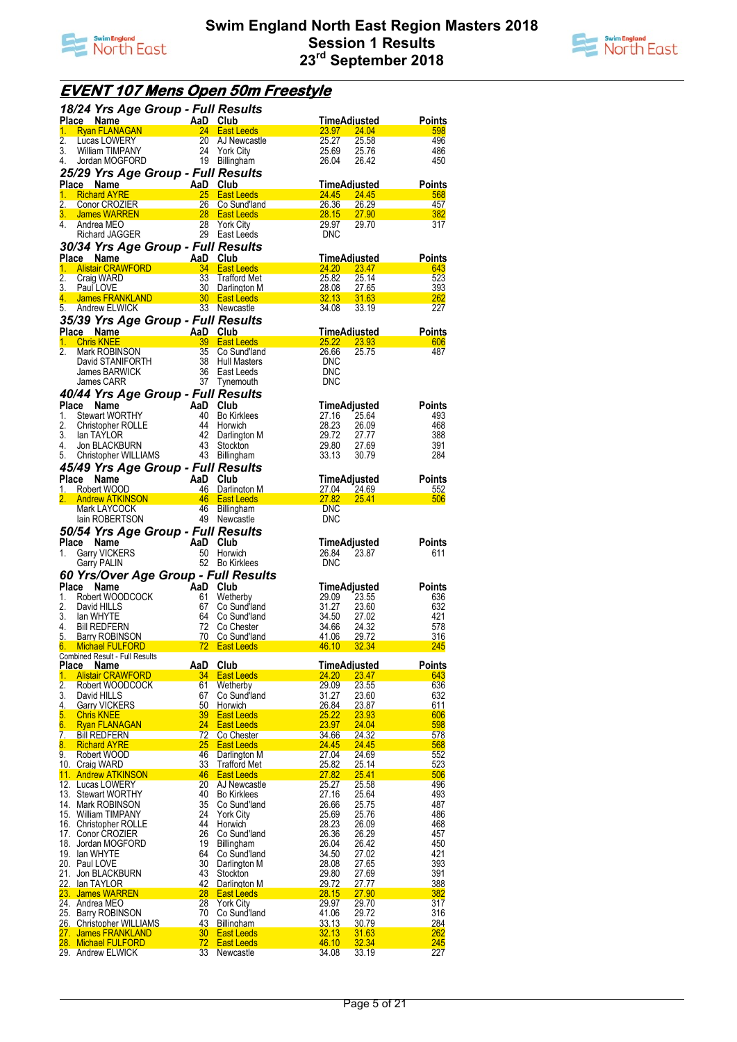# Swim England North East Region Masters 2018
## Session 1 Results
## 23rd September 2018

## EVENT 107 Mens Open 50m Freestyle

### 18/24 Yrs Age Group - Full Results

| Place | Name | AaD | Club | Time | Adjusted | Points |
|---|---|---|---|---|---|---|
| 1. | Ryan FLANAGAN | 24 | East Leeds | 23.97 | 24.04 | 598 |
| 2. | Lucas LOWERY | 20 | AJ Newcastle | 25.27 | 25.58 | 496 |
| 3. | William TIMPANY | 24 | York City | 25.69 | 25.76 | 486 |
| 4. | Jordan MOGFORD | 19 | Billingham | 26.04 | 26.42 | 450 |

### 25/29 Yrs Age Group - Full Results

| Place | Name | AaD | Club | Time | Adjusted | Points |
|---|---|---|---|---|---|---|
| 1. | Richard AYRE | 25 | East Leeds | 24.45 | 24.45 | 568 |
| 2. | Conor CROZIER | 26 | Co Sund'land | 26.36 | 26.29 | 457 |
| 3. | James WARREN | 28 | East Leeds | 28.15 | 27.90 | 382 |
| 4. | Andrea MEO | 28 | York City | 29.97 | 29.70 | 317 |
| | Richard JAGGER | 29 | East Leeds | DNC | | |

### 30/34 Yrs Age Group - Full Results

| Place | Name | AaD | Club | Time | Adjusted | Points |
|---|---|---|---|---|---|---|
| 1. | Alistair CRAWFORD | 34 | East Leeds | 24.20 | 23.47 | 643 |
| 2. | Craig WARD | 33 | Trafford Met | 25.82 | 25.14 | 523 |
| 3. | Paul LOVE | 30 | Darlington M | 28.08 | 27.65 | 393 |
| 4. | James FRANKLAND | 30 | East Leeds | 32.13 | 31.63 | 262 |
| 5. | Andrew ELWICK | 33 | Newcastle | 34.08 | 33.19 | 227 |

### 35/39 Yrs Age Group - Full Results

| Place | Name | AaD | Club | Time | Adjusted | Points |
|---|---|---|---|---|---|---|
| 1. | Chris KNEE | 39 | East Leeds | 25.22 | 23.93 | 606 |
| 2. | Mark ROBINSON | 35 | Co Sund'land | 26.66 | 25.75 | 487 |
| | David STANIFORTH | 38 | Hull Masters | DNC | | |
| | James BARWICK | 36 | East Leeds | DNC | | |
| | James CARR | 37 | Tynemouth | DNC | | |

### 40/44 Yrs Age Group - Full Results

| Place | Name | AaD | Club | Time | Adjusted | Points |
|---|---|---|---|---|---|---|
| 1. | Stewart WORTHY | 40 | Bo Kirklees | 27.16 | 25.64 | 493 |
| 2. | Christopher ROLLE | 44 | Horwich | 28.23 | 26.09 | 468 |
| 3. | Ian TAYLOR | 42 | Darlington M | 29.72 | 27.77 | 388 |
| 4. | Jon BLACKBURN | 43 | Stockton | 29.80 | 27.69 | 391 |
| 5. | Christopher WILLIAMS | 43 | Billingham | 33.13 | 30.79 | 284 |

### 45/49 Yrs Age Group - Full Results

| Place | Name | AaD | Club | Time | Adjusted | Points |
|---|---|---|---|---|---|---|
| 1. | Robert WOOD | 46 | Darlington M | 27.04 | 24.69 | 552 |
| 2. | Andrew ATKINSON | 46 | East Leeds | 27.82 | 25.41 | 506 |
| | Mark LAYCOCK | 46 | Billingham | DNC | | |
| | Iain ROBERTSON | 49 | Newcastle | DNC | | |

### 50/54 Yrs Age Group - Full Results

| Place | Name | AaD | Club | Time | Adjusted | Points |
|---|---|---|---|---|---|---|
| 1. | Garry VICKERS | 50 | Horwich | 26.84 | 23.87 | 611 |
| | Garry PALIN | 52 | Bo Kirklees | DNC | | |

### 60 Yrs/Over Age Group - Full Results

| Place | Name | AaD | Club | Time | Adjusted | Points |
|---|---|---|---|---|---|---|
| 1. | Robert WOODCOCK | 61 | Wetherby | 29.09 | 23.55 | 636 |
| 2. | David HILLS | 67 | Co Sund'land | 31.27 | 23.60 | 632 |
| 3. | Ian WHYTE | 64 | Co Sund'land | 34.50 | 27.02 | 421 |
| 4. | Bill REDFERN | 72 | Co Chester | 34.66 | 24.32 | 578 |
| 5. | Barry ROBINSON | 70 | Co Sund'land | 41.06 | 29.72 | 316 |
| 6. | Michael FULFORD | 72 | East Leeds | 46.10 | 32.34 | 245 |

Combined Result - Full Results

| Place | Name | AaD | Club | Time | Adjusted | Points |
|---|---|---|---|---|---|---|
| 1. | Alistair CRAWFORD | 34 | East Leeds | 24.20 | 23.47 | 643 |
| 2. | Robert WOODCOCK | 61 | Wetherby | 29.09 | 23.55 | 636 |
| 3. | David HILLS | 67 | Co Sund'land | 31.27 | 23.60 | 632 |
| 4. | Garry VICKERS | 50 | Horwich | 26.84 | 23.87 | 611 |
| 5. | Chris KNEE | 39 | East Leeds | 25.22 | 23.93 | 606 |
| 6. | Ryan FLANAGAN | 24 | East Leeds | 23.97 | 24.04 | 598 |
| 7. | Bill REDFERN | 72 | Co Chester | 34.66 | 24.32 | 578 |
| 8. | Richard AYRE | 25 | East Leeds | 24.45 | 24.45 | 568 |
| 9. | Robert WOOD | 46 | Darlington M | 27.04 | 24.69 | 552 |
| 10. | Craig WARD | 33 | Trafford Met | 25.82 | 25.14 | 523 |
| 11. | Andrew ATKINSON | 46 | East Leeds | 27.82 | 25.41 | 506 |
| 12. | Lucas LOWERY | 20 | AJ Newcastle | 25.27 | 25.58 | 496 |
| 13. | Stewart WORTHY | 40 | Bo Kirklees | 27.16 | 25.64 | 493 |
| 14. | Mark ROBINSON | 35 | Co Sund'land | 26.66 | 25.75 | 487 |
| 15. | William TIMPANY | 24 | York City | 25.69 | 25.76 | 486 |
| 16. | Christopher ROLLE | 44 | Horwich | 28.23 | 26.09 | 468 |
| 17. | Conor CROZIER | 26 | Co Sund'land | 26.36 | 26.29 | 457 |
| 18. | Jordan MOGFORD | 19 | Billingham | 26.04 | 26.42 | 450 |
| 19. | Ian WHYTE | 64 | Co Sund'land | 34.50 | 27.02 | 421 |
| 20. | Paul LOVE | 30 | Darlington M | 28.08 | 27.65 | 393 |
| 21. | Jon BLACKBURN | 43 | Stockton | 29.80 | 27.69 | 391 |
| 22. | Ian TAYLOR | 42 | Darlington M | 29.72 | 27.77 | 388 |
| 23. | James WARREN | 28 | East Leeds | 28.15 | 27.90 | 382 |
| 24. | Andrea MEO | 28 | York City | 29.97 | 29.70 | 317 |
| 25. | Barry ROBINSON | 70 | Co Sund'land | 41.06 | 29.72 | 316 |
| 26. | Christopher WILLIAMS | 43 | Billingham | 33.13 | 30.79 | 284 |
| 27. | James FRANKLAND | 30 | East Leeds | 32.13 | 31.63 | 262 |
| 28. | Michael FULFORD | 72 | East Leeds | 46.10 | 32.34 | 245 |
| 29. | Andrew ELWICK | 33 | Newcastle | 34.08 | 33.19 | 227 |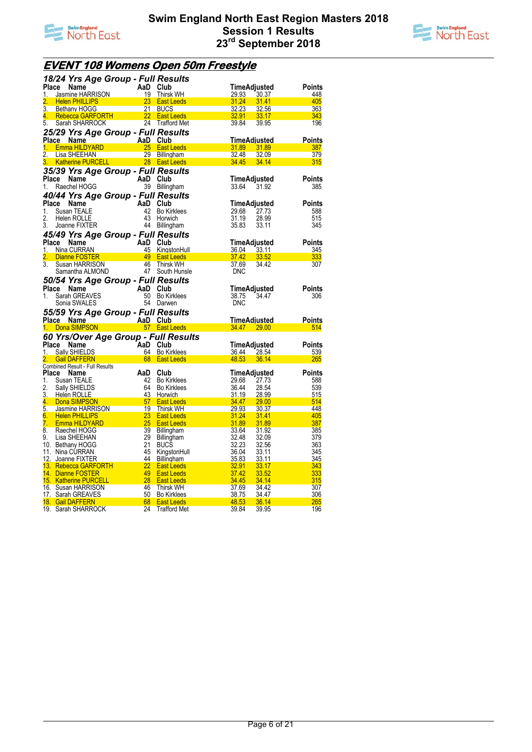# Swim England North East Region Masters 2018
## Session 1 Results
## 23rd September 2018

## *EVENT 108 Womens Open 50m Freestyle*

### *18/24 Yrs Age Group - Full Results*

| Place | Name | AaD | Club | Time | Adjusted | Points |
|---|---|---|---|---|---|---|
| 1. | Jasmine HARRISON | 19 | Thirsk WH | 29.93 | 30.37 | 448 |
| 2. | Helen PHILLIPS | 23 | East Leeds | 31.24 | 31.41 | 405 |
| 3. | Bethany HOGG | 21 | BUCS | 32.23 | 32.56 | 363 |
| 4. | Rebecca GARFORTH | 22 | East Leeds | 32.91 | 33.17 | 343 |
| 5. | Sarah SHARROCK | 24 | Trafford Met | 39.84 | 39.95 | 196 |

### *25/29 Yrs Age Group - Full Results*

| Place | Name | AaD | Club | Time | Adjusted | Points |
|---|---|---|---|---|---|---|
| 1. | Emma HILDYARD | 25 | East Leeds | 31.89 | 31.89 | 387 |
| 2. | Lisa SHEEHAN | 29 | Billingham | 32.48 | 32.09 | 379 |
| 3. | Katherine PURCELL | 28 | East Leeds | 34.45 | 34.14 | 315 |

### *35/39 Yrs Age Group - Full Results*

| Place | Name | AaD | Club | Time | Adjusted | Points |
|---|---|---|---|---|---|---|
| 1. | Raechel HOGG | 39 | Billingham | 33.64 | 31.92 | 385 |

### *40/44 Yrs Age Group - Full Results*

| Place | Name | AaD | Club | Time | Adjusted | Points |
|---|---|---|---|---|---|---|
| 1. | Susan TEALE | 42 | Bo Kirklees | 29.68 | 27.73 | 588 |
| 2. | Helen ROLLE | 43 | Horwich | 31.19 | 28.99 | 515 |
| 3. | Joanne FIXTER | 44 | Billingham | 35.83 | 33.11 | 345 |

### *45/49 Yrs Age Group - Full Results*

| Place | Name | AaD | Club | Time | Adjusted | Points |
|---|---|---|---|---|---|---|
| 1. | Nina CURRAN | 45 | KingstonHull | 36.04 | 33.11 | 345 |
| 2. | Dianne FOSTER | 49 | East Leeds | 37.42 | 33.52 | 333 |
| 3. | Susan HARRISON | 46 | Thirsk WH | 37.69 | 34.42 | 307 |
| | Samantha ALMOND | 47 | South Hunsle | DNC | | |

### *50/54 Yrs Age Group - Full Results*

| Place | Name | AaD | Club | Time | Adjusted | Points |
|---|---|---|---|---|---|---|
| 1. | Sarah GREAVES | 50 | Bo Kirklees | 38.75 | 34.47 | 306 |
| | Sonia SWALES | 54 | Darwen | DNC | | |

### *55/59 Yrs Age Group - Full Results*

| Place | Name | AaD | Club | Time | Adjusted | Points |
|---|---|---|---|---|---|---|
| 1. | Dona SIMPSON | 57 | East Leeds | 34.47 | 29.00 | 514 |

### *60 Yrs/Over Age Group - Full Results*

| Place | Name | AaD | Club | Time | Adjusted | Points |
|---|---|---|---|---|---|---|
| 1. | Sally SHIELDS | 64 | Bo Kirklees | 36.44 | 28.54 | 539 |
| 2. | Gail DAFFERN | 68 | East Leeds | 48.53 | 36.14 | 265 |

Combined Result - Full Results

| Place | Name | AaD | Club | Time | Adjusted | Points |
|---|---|---|---|---|---|---|
| 1. | Susan TEALE | 42 | Bo Kirklees | 29.68 | 27.73 | 588 |
| 2. | Sally SHIELDS | 64 | Bo Kirklees | 36.44 | 28.54 | 539 |
| 3. | Helen ROLLE | 43 | Horwich | 31.19 | 28.99 | 515 |
| 4. | Dona SIMPSON | 57 | East Leeds | 34.47 | 29.00 | 514 |
| 5. | Jasmine HARRISON | 19 | Thirsk WH | 29.93 | 30.37 | 448 |
| 6. | Helen PHILLIPS | 23 | East Leeds | 31.24 | 31.41 | 405 |
| 7. | Emma HILDYARD | 25 | East Leeds | 31.89 | 31.89 | 387 |
| 8. | Raechel HOGG | 39 | Billingham | 33.64 | 31.92 | 385 |
| 9. | Lisa SHEEHAN | 29 | Billingham | 32.48 | 32.09 | 379 |
| 10. | Bethany HOGG | 21 | BUCS | 32.23 | 32.56 | 363 |
| 11. | Nina CURRAN | 45 | KingstonHull | 36.04 | 33.11 | 345 |
| 12. | Joanne FIXTER | 44 | Billingham | 35.83 | 33.11 | 345 |
| 13. | Rebecca GARFORTH | 22 | East Leeds | 32.91 | 33.17 | 343 |
| 14. | Dianne FOSTER | 49 | East Leeds | 37.42 | 33.52 | 333 |
| 15. | Katherine PURCELL | 28 | East Leeds | 34.45 | 34.14 | 315 |
| 16. | Susan HARRISON | 46 | Thirsk WH | 37.69 | 34.42 | 307 |
| 17. | Sarah GREAVES | 50 | Bo Kirklees | 38.75 | 34.47 | 306 |
| 18. | Gail DAFFERN | 68 | East Leeds | 48.53 | 36.14 | 265 |
| 19. | Sarah SHARROCK | 24 | Trafford Met | 39.84 | 39.95 | 196 |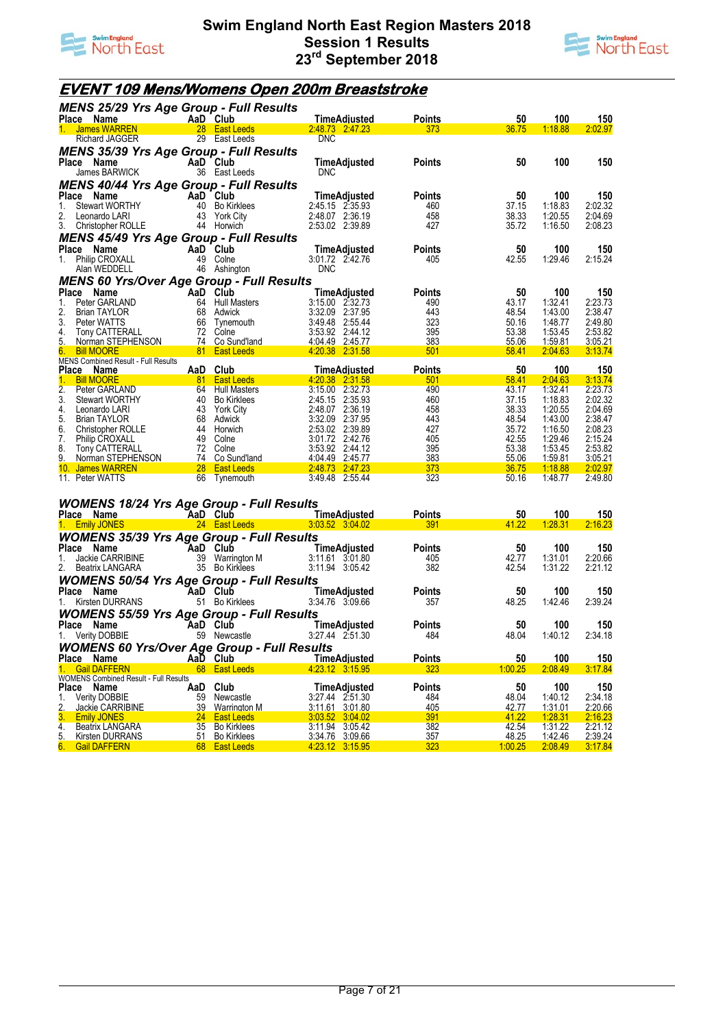# Swim England North East Region Masters 2018
## Session 1 Results
## 23rd September 2018

## EVENT 109 Mens/Womens Open 200m Breaststroke

### MENS 25/29 Yrs Age Group - Full Results

| Place | Name | AaD | Club | Time | Adjusted | Points | 50 | 100 | 150 |
|---|---|---|---|---|---|---|---|---|---|
| 1. | James WARREN | 28 | East Leeds | 2:48.73 | 2:47.23 | 373 | 36.75 | 1:18.88 | 2:02.97 |
| | Richard JAGGER | 29 | East Leeds | DNC | | | | | |

### MENS 35/39 Yrs Age Group - Full Results

| Place | Name | AaD | Club | Time | Adjusted | Points | 50 | 100 | 150 |
|---|---|---|---|---|---|---|---|---|---|
| | James BARWICK | 36 | East Leeds | DNC | | | | | |

### MENS 40/44 Yrs Age Group - Full Results

| Place | Name | AaD | Club | Time | Adjusted | Points | 50 | 100 | 150 |
|---|---|---|---|---|---|---|---|---|---|
| 1. | Stewart WORTHY | 40 | Bo Kirklees | 2:45.15 | 2:35.93 | 460 | 37.15 | 1:18.83 | 2:02.32 |
| 2. | Leonardo LARI | 43 | York City | 2:48.07 | 2:36.19 | 458 | 38.33 | 1:20.55 | 2:04.69 |
| 3. | Christopher ROLLE | 44 | Horwich | 2:53.02 | 2:39.89 | 427 | 35.72 | 1:16.50 | 2:08.23 |

### MENS 45/49 Yrs Age Group - Full Results

| Place | Name | AaD | Club | Time | Adjusted | Points | 50 | 100 | 150 |
|---|---|---|---|---|---|---|---|---|---|
| 1. | Philip CROXALL | 49 | Colne | 3:01.72 | 2:42.76 | 405 | 42.55 | 1:29.46 | 2:15.24 |
| | Alan WEDDELL | 46 | Ashington | DNC | | | | | |

### MENS 60 Yrs/Over Age Group - Full Results

| Place | Name | AaD | Club | Time | Adjusted | Points | 50 | 100 | 150 |
|---|---|---|---|---|---|---|---|---|---|
| 1. | Peter GARLAND | 64 | Hull Masters | 3:15.00 | 2:32.73 | 490 | 43.17 | 1:32.41 | 2:23.73 |
| 2. | Brian TAYLOR | 68 | Adwick | 3:32.09 | 2:37.95 | 443 | 48.54 | 1:43.00 | 2:38.47 |
| 3. | Peter WATTS | 66 | Tynemouth | 3:49.48 | 2:55.44 | 323 | 50.16 | 1:48.77 | 2:49.80 |
| 4. | Tony CATTERALL | 72 | Colne | 3:53.92 | 2:44.12 | 395 | 53.38 | 1:53.45 | 2:53.82 |
| 5. | Norman STEPHENSON | 74 | Co Sund'land | 4:04.49 | 2:45.77 | 383 | 55.06 | 1:59.81 | 3:05.21 |
| 6. | Bill MOORE | 81 | East Leeds | 4:20.38 | 2:31.58 | 501 | 58.41 | 2:04.63 | 3:13.74 |

### MENS Combined Result - Full Results

| Place | Name | AaD | Club | Time | Adjusted | Points | 50 | 100 | 150 |
|---|---|---|---|---|---|---|---|---|---|
| 1. | Bill MOORE | 81 | East Leeds | 4:20.38 | 2:31.58 | 501 | 58.41 | 2:04.63 | 3:13.74 |
| 2. | Peter GARLAND | 64 | Hull Masters | 3:15.00 | 2:32.73 | 490 | 43.17 | 1:32.41 | 2:23.73 |
| 3. | Stewart WORTHY | 40 | Bo Kirklees | 2:45.15 | 2:35.93 | 460 | 37.15 | 1:18.83 | 2:02.32 |
| 4. | Leonardo LARI | 43 | York City | 2:48.07 | 2:36.19 | 458 | 38.33 | 1:20.55 | 2:04.69 |
| 5. | Brian TAYLOR | 68 | Adwick | 3:32.09 | 2:37.95 | 443 | 48.54 | 1:43.00 | 2:38.47 |
| 6. | Christopher ROLLE | 44 | Horwich | 2:53.02 | 2:39.89 | 427 | 35.72 | 1:16.50 | 2:08.23 |
| 7. | Philip CROXALL | 49 | Colne | 3:01.72 | 2:42.76 | 405 | 42.55 | 1:29.46 | 2:15.24 |
| 8. | Tony CATTERALL | 72 | Colne | 3:53.92 | 2:44.12 | 395 | 53.38 | 1:53.45 | 2:53.82 |
| 9. | Norman STEPHENSON | 74 | Co Sund'land | 4:04.49 | 2:45.77 | 383 | 55.06 | 1:59.81 | 3:05.21 |
| 10. | James WARREN | 28 | East Leeds | 2:48.73 | 2:47.23 | 373 | 36.75 | 1:18.88 | 2:02.97 |
| 11. | Peter WATTS | 66 | Tynemouth | 3:49.48 | 2:55.44 | 323 | 50.16 | 1:48.77 | 2:49.80 |

### WOMENS 18/24 Yrs Age Group - Full Results

| Place | Name | AaD | Club | Time | Adjusted | Points | 50 | 100 | 150 |
|---|---|---|---|---|---|---|---|---|---|
| 1. | Emily JONES | 24 | East Leeds | 3:03.52 | 3:04.02 | 391 | 41.22 | 1:28.31 | 2:16.23 |

### WOMENS 35/39 Yrs Age Group - Full Results

| Place | Name | AaD | Club | Time | Adjusted | Points | 50 | 100 | 150 |
|---|---|---|---|---|---|---|---|---|---|
| 1. | Jackie CARRIBINE | 39 | Warrington M | 3:11.61 | 3:01.80 | 405 | 42.77 | 1:31.01 | 2:20.66 |
| 2. | Beatrix LANGARA | 35 | Bo Kirklees | 3:11.94 | 3:05.42 | 382 | 42.54 | 1:31.22 | 2:21.12 |

### WOMENS 50/54 Yrs Age Group - Full Results

| Place | Name | AaD | Club | Time | Adjusted | Points | 50 | 100 | 150 |
|---|---|---|---|---|---|---|---|---|---|
| 1. | Kirsten DURRANS | 51 | Bo Kirklees | 3:34.76 | 3:09.66 | 357 | 48.25 | 1:42.46 | 2:39.24 |

### WOMENS 55/59 Yrs Age Group - Full Results

| Place | Name | AaD | Club | Time | Adjusted | Points | 50 | 100 | 150 |
|---|---|---|---|---|---|---|---|---|---|
| 1. | Verity DOBBIE | 59 | Newcastle | 3:27.44 | 2:51.30 | 484 | 48.04 | 1:40.12 | 2:34.18 |

### WOMENS 60 Yrs/Over Age Group - Full Results

| Place | Name | AaD | Club | Time | Adjusted | Points | 50 | 100 | 150 |
|---|---|---|---|---|---|---|---|---|---|
| 1. | Gail DAFFERN | 68 | East Leeds | 4:23.12 | 3:15.95 | 323 | 1:00.25 | 2:08.49 | 3:17.84 |

### WOMENS Combined Result - Full Results

| Place | Name | AaD | Club | Time | Adjusted | Points | 50 | 100 | 150 |
|---|---|---|---|---|---|---|---|---|---|
| 1. | Verity DOBBIE | 59 | Newcastle | 3:27.44 | 2:51.30 | 484 | 48.04 | 1:40.12 | 2:34.18 |
| 2. | Jackie CARRIBINE | 39 | Warrington M | 3:11.61 | 3:01.80 | 405 | 42.77 | 1:31.01 | 2:20.66 |
| 3. | Emily JONES | 24 | East Leeds | 3:03.52 | 3:04.02 | 391 | 41.22 | 1:28.31 | 2:16.23 |
| 4. | Beatrix LANGARA | 35 | Bo Kirklees | 3:11.94 | 3:05.42 | 382 | 42.54 | 1:31.22 | 2:21.12 |
| 5. | Kirsten DURRANS | 51 | Bo Kirklees | 3:34.76 | 3:09.66 | 357 | 48.25 | 1:42.46 | 2:39.24 |
| 6. | Gail DAFFERN | 68 | East Leeds | 4:23.12 | 3:15.95 | 323 | 1:00.25 | 2:08.49 | 3:17.84 |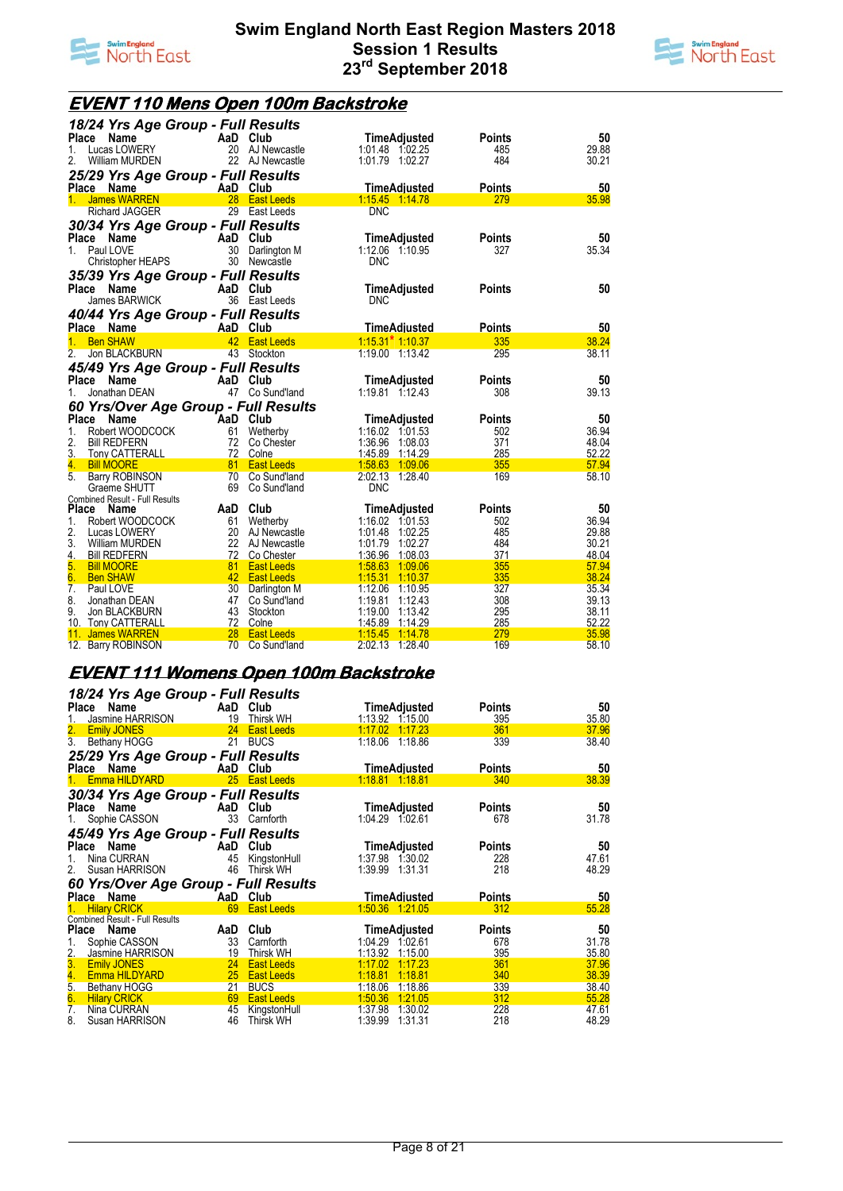# Swim England North East Region Masters 2018
## Session 1 Results
## 23rd September 2018

## EVENT 110 Mens Open 100m Backstroke

### 18/24 Yrs Age Group - Full Results

| Place | Name | AaD | Club | Time | Adjusted | Points | 50 |
|---|---|---|---|---|---|---|---|
| 1. | Lucas LOWERY | 20 | AJ Newcastle | 1:01.48 | 1:02.25 | 485 | 29.88 |
| 2. | William MURDEN | 22 | AJ Newcastle | 1:01.79 | 1:02.27 | 484 | 30.21 |

### 25/29 Yrs Age Group - Full Results

| Place | Name | AaD | Club | Time | Adjusted | Points | 50 |
|---|---|---|---|---|---|---|---|
| 1. | James WARREN | 28 | East Leeds | 1:15.45 | 1:14.78 | 279 | 35.98 |
| | Richard JAGGER | 29 | East Leeds | DNC | | | |

### 30/34 Yrs Age Group - Full Results

| Place | Name | AaD | Club | Time | Adjusted | Points | 50 |
|---|---|---|---|---|---|---|---|
| 1. | Paul LOVE | 30 | Darlington M | 1:12.06 | 1:10.95 | 327 | 35.34 |
| | Christopher HEAPS | 30 | Newcastle | DNC | | | |

### 35/39 Yrs Age Group - Full Results

| Place | Name | AaD | Club | Time | Adjusted | Points | 50 |
|---|---|---|---|---|---|---|---|
| | James BARWICK | 36 | East Leeds | DNC | | | |

### 40/44 Yrs Age Group - Full Results

| Place | Name | AaD | Club | Time | Adjusted | Points | 50 |
|---|---|---|---|---|---|---|---|
| 1. | Ben SHAW | 42 | East Leeds | 1:15.31* | 1:10.37 | 335 | 38.24 |
| 2. | Jon BLACKBURN | 43 | Stockton | 1:19.00 | 1:13.42 | 295 | 38.11 |

### 45/49 Yrs Age Group - Full Results

| Place | Name | AaD | Club | Time | Adjusted | Points | 50 |
|---|---|---|---|---|---|---|---|
| 1. | Jonathan DEAN | 47 | Co Sund'land | 1:19.81 | 1:12.43 | 308 | 39.13 |

### 60 Yrs/Over Age Group - Full Results

| Place | Name | AaD | Club | Time | Adjusted | Points | 50 |
|---|---|---|---|---|---|---|---|
| 1. | Robert WOODCOCK | 61 | Wetherby | 1:16.02 | 1:01.53 | 502 | 36.94 |
| 2. | Bill REDFERN | 72 | Co Chester | 1:36.96 | 1:08.03 | 371 | 48.04 |
| 3. | Tony CATTERALL | 72 | Colne | 1:45.89 | 1:14.29 | 285 | 52.22 |
| 4. | Bill MOORE | 81 | East Leeds | 1:58.63 | 1:09.06 | 355 | 57.94 |
| 5. | Barry ROBINSON | 70 | Co Sund'land | 2:02.13 | 1:28.40 | 169 | 58.10 |
| | Graeme SHUTT | 69 | Co Sund'land | DNC | | | |

### Combined Result - Full Results

| Place | Name | AaD | Club | Time | Adjusted | Points | 50 |
|---|---|---|---|---|---|---|---|
| 1. | Robert WOODCOCK | 61 | Wetherby | 1:16.02 | 1:01.53 | 502 | 36.94 |
| 2. | Lucas LOWERY | 20 | AJ Newcastle | 1:01.48 | 1:02.25 | 485 | 29.88 |
| 3. | William MURDEN | 22 | AJ Newcastle | 1:01.79 | 1:02.27 | 484 | 30.21 |
| 4. | Bill REDFERN | 72 | Co Chester | 1:36.96 | 1:08.03 | 371 | 48.04 |
| 5. | Bill MOORE | 81 | East Leeds | 1:58.63 | 1:09.06 | 355 | 57.94 |
| 6. | Ben SHAW | 42 | East Leeds | 1:15.31 | 1:10.37 | 335 | 38.24 |
| 7. | Paul LOVE | 30 | Darlington M | 1:12.06 | 1:10.95 | 327 | 35.34 |
| 8. | Jonathan DEAN | 47 | Co Sund'land | 1:19.81 | 1:12.43 | 308 | 39.13 |
| 9. | Jon BLACKBURN | 43 | Stockton | 1:19.00 | 1:13.42 | 295 | 38.11 |
| 10. | Tony CATTERALL | 72 | Colne | 1:45.89 | 1:14.29 | 285 | 52.22 |
| 11. | James WARREN | 28 | East Leeds | 1:15.45 | 1:14.78 | 279 | 35.98 |
| 12. | Barry ROBINSON | 70 | Co Sund'land | 2:02.13 | 1:28.40 | 169 | 58.10 |

## EVENT 111 Womens Open 100m Backstroke

### 18/24 Yrs Age Group - Full Results

| Place | Name | AaD | Club | Time | Adjusted | Points | 50 |
|---|---|---|---|---|---|---|---|
| 1. | Jasmine HARRISON | 19 | Thirsk WH | 1:13.92 | 1:15.00 | 395 | 35.80 |
| 2. | Emily JONES | 24 | East Leeds | 1:17.02 | 1:17.23 | 361 | 37.96 |
| 3. | Bethany HOGG | 21 | BUCS | 1:18.06 | 1:18.86 | 339 | 38.40 |

### 25/29 Yrs Age Group - Full Results

| Place | Name | AaD | Club | Time | Adjusted | Points | 50 |
|---|---|---|---|---|---|---|---|
| 1. | Emma HILDYARD | 25 | East Leeds | 1:18.81 | 1:18.81 | 340 | 38.39 |

### 30/34 Yrs Age Group - Full Results

| Place | Name | AaD | Club | Time | Adjusted | Points | 50 |
|---|---|---|---|---|---|---|---|
| 1. | Sophie CASSON | 33 | Carnforth | 1:04.29 | 1:02.61 | 678 | 31.78 |

### 45/49 Yrs Age Group - Full Results

| Place | Name | AaD | Club | Time | Adjusted | Points | 50 |
|---|---|---|---|---|---|---|---|
| 1. | Nina CURRAN | 45 | KingstonHull | 1:37.98 | 1:30.02 | 228 | 47.61 |
| 2. | Susan HARRISON | 46 | Thirsk WH | 1:39.99 | 1:31.31 | 218 | 48.29 |

### 60 Yrs/Over Age Group - Full Results

| Place | Name | AaD | Club | Time | Adjusted | Points | 50 |
|---|---|---|---|---|---|---|---|
| 1. | Hilary CRICK | 69 | East Leeds | 1:50.36 | 1:21.05 | 312 | 55.28 |

### Combined Result - Full Results

| Place | Name | AaD | Club | Time | Adjusted | Points | 50 |
|---|---|---|---|---|---|---|---|
| 1. | Sophie CASSON | 33 | Carnforth | 1:04.29 | 1:02.61 | 678 | 31.78 |
| 2. | Jasmine HARRISON | 19 | Thirsk WH | 1:13.92 | 1:15.00 | 395 | 35.80 |
| 3. | Emily JONES | 24 | East Leeds | 1:17.02 | 1:17.23 | 361 | 37.96 |
| 4. | Emma HILDYARD | 25 | East Leeds | 1:18.81 | 1:18.81 | 340 | 38.39 |
| 5. | Bethany HOGG | 21 | BUCS | 1:18.06 | 1:18.86 | 339 | 38.40 |
| 6. | Hilary CRICK | 69 | East Leeds | 1:50.36 | 1:21.05 | 312 | 55.28 |
| 7. | Nina CURRAN | 45 | KingstonHull | 1:37.98 | 1:30.02 | 228 | 47.61 |
| 8. | Susan HARRISON | 46 | Thirsk WH | 1:39.99 | 1:31.31 | 218 | 48.29 |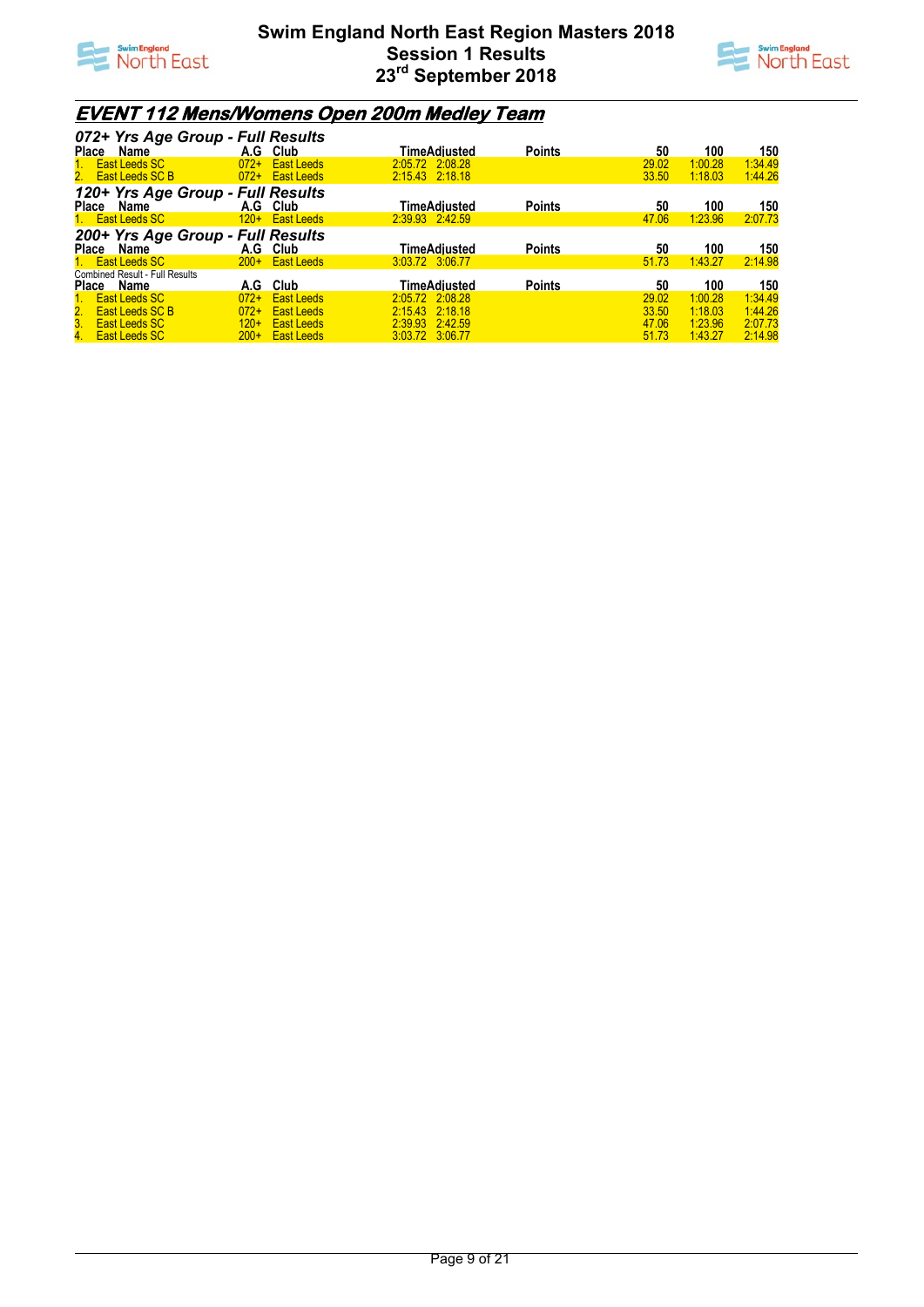# Swim England North East Region Masters 2018
## Session 1 Results
## 23rd September 2018

## EVENT 112 Mens/Womens Open 200m Medley Team

### 072+ Yrs Age Group - Full Results

| Place | Name | A.G | Club | Time | Adjusted | Points | 50 | 100 | 150 |
|---|---|---|---|---|---|---|---|---|---|
| 1. | East Leeds SC | 072+ | East Leeds | 2:05.72 | 2:08.28 | | 29.02 | 1:00.28 | 1:34.49 |
| 2. | East Leeds SC B | 072+ | East Leeds | 2:15.43 | 2:18.18 | | 33.50 | 1:18.03 | 1:44.26 |

### 120+ Yrs Age Group - Full Results

| Place | Name | A.G | Club | Time | Adjusted | Points | 50 | 100 | 150 |
|---|---|---|---|---|---|---|---|---|---|
| 1. | East Leeds SC | 120+ | East Leeds | 2:39.93 | 2:42.59 | | 47.06 | 1:23.96 | 2:07.73 |

### 200+ Yrs Age Group - Full Results

| Place | Name | A.G | Club | Time | Adjusted | Points | 50 | 100 | 150 |
|---|---|---|---|---|---|---|---|---|---|
| 1. | East Leeds SC | 200+ | East Leeds | 3:03.72 | 3:06.77 | | 51.73 | 1:43.27 | 2:14.98 |

Combined Result - Full Results

| Place | Name | A.G | Club | Time | Adjusted | Points | 50 | 100 | 150 |
|---|---|---|---|---|---|---|---|---|---|
| 1. | East Leeds SC | 072+ | East Leeds | 2:05.72 | 2:08.28 | | 29.02 | 1:00.28 | 1:34.49 |
| 2. | East Leeds SC B | 072+ | East Leeds | 2:15.43 | 2:18.18 | | 33.50 | 1:18.03 | 1:44.26 |
| 3. | East Leeds SC | 120+ | East Leeds | 2:39.93 | 2:42.59 | | 47.06 | 1:23.96 | 2:07.73 |
| 4. | East Leeds SC | 200+ | East Leeds | 3:03.72 | 3:06.77 | | 51.73 | 1:43.27 | 2:14.98 |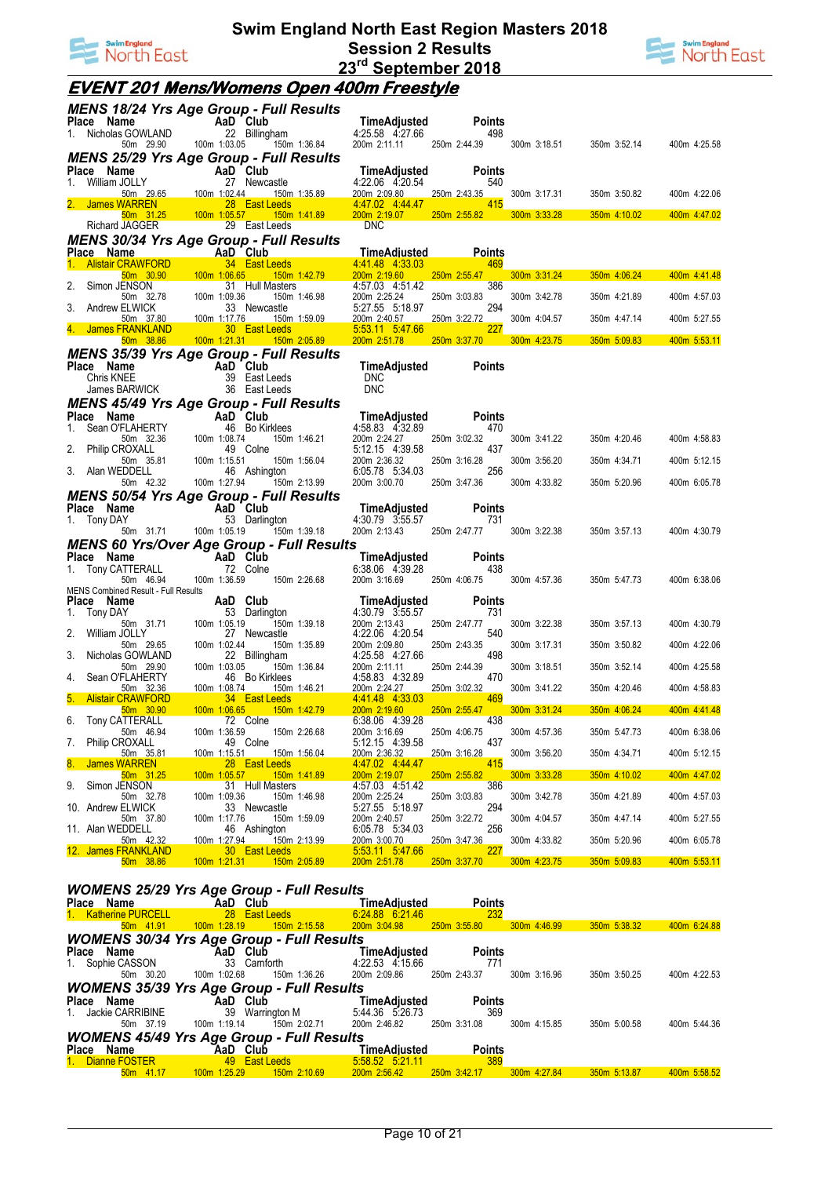# Swim England North East Region Masters 2018
## Session 2 Results
## 23rd September 2018

## EVENT 201 Mens/Womens Open 400m Freestyle

### MENS 18/24 Yrs Age Group - Full Results

| Place | Name | AaD | Club | Time | Adjusted | Points | | | | |
|---|---|---|---|---|---|---|---|---|---|---|
| 1. | Nicholas GOWLAND | 22 | Billingham | 4:25.58 | 4:27.66 | 498 | | | | |
| | 50m 29.90 | 100m 1:03.05 | 150m 1:36.84 | 200m 2:11.11 | 250m 2:44.39 | | 300m 3:18.51 | 350m 3:52.14 | 400m 4:25.58 | |

### MENS 25/29 Yrs Age Group - Full Results

| Place | Name | AaD | Club | Time | Adjusted | Points | | | | |
|---|---|---|---|---|---|---|---|---|---|---|
| 1. | William JOLLY | 27 | Newcastle | 4:22.06 | 4:20.54 | 540 | | | | |
| | 50m 29.65 | 100m 1:02.44 | 150m 1:35.89 | 200m 2:09.80 | 250m 2:43.35 | | 300m 3:17.31 | 350m 3:50.82 | 400m 4:22.06 | |
| 2. | James WARREN | 28 | East Leeds | 4:47.02 | 4:44.47 | 415 | | | | |
| | 50m 31.25 | 100m 1:05.57 | 150m 1:41.89 | 200m 2:19.07 | 250m 2:55.82 | | 300m 3:33.28 | 350m 4:10.02 | 400m 4:47.02 | |
| | Richard JAGGER | 29 | East Leeds | DNC | | | | | | |

### MENS 30/34 Yrs Age Group - Full Results

| Place | Name | AaD | Club | Time | Adjusted | Points | | | | |
|---|---|---|---|---|---|---|---|---|---|---|
| 1. | Alistair CRAWFORD | 34 | East Leeds | 4:41.48 | 4:33.03 | 469 | | | | |
| | 50m 30.90 | 100m 1:06.65 | 150m 1:42.79 | 200m 2:19.60 | 250m 2:55.47 | | 300m 3:31.24 | 350m 4:06.24 | 400m 4:41.48 | |
| 2. | Simon JENSON | 31 | Hull Masters | 4:57.03 | 4:51.42 | 386 | | | | |
| | 50m 32.78 | 100m 1:09.36 | 150m 1:46.98 | 200m 2:25.24 | 250m 3:03.83 | | 300m 3:42.78 | 350m 4:21.89 | 400m 4:57.03 | |
| 3. | Andrew ELWICK | 33 | Newcastle | 5:27.55 | 5:18.97 | 294 | | | | |
| | 50m 37.80 | 100m 1:17.76 | 150m 1:59.09 | 200m 2:40.57 | 250m 3:22.72 | | 300m 4:04.57 | 350m 4:47.14 | 400m 5:27.55 | |
| 4. | James FRANKLAND | 30 | East Leeds | 5:53.11 | 5:47.66 | 227 | | | | |
| | 50m 38.86 | 100m 1:21.31 | 150m 2:05.89 | 200m 2:51.78 | 250m 3:37.70 | | 300m 4:23.75 | 350m 5:09.83 | 400m 5:53.11 | |

### MENS 35/39 Yrs Age Group - Full Results

| Place | Name | AaD | Club | Time | Adjusted | Points |
|---|---|---|---|---|---|---|
| | Chris KNEE | 39 | East Leeds | DNC | | |
| | James BARWICK | 36 | East Leeds | DNC | | |

### MENS 45/49 Yrs Age Group - Full Results

| Place | Name | AaD | Club | Time | Adjusted | Points | | | | |
|---|---|---|---|---|---|---|---|---|---|---|
| 1. | Sean O'FLAHERTY | 46 | Bo Kirklees | 4:58.83 | 4:32.89 | 470 | | | | |
| | 50m 32.36 | 100m 1:08.74 | 150m 1:46.21 | 200m 2:24.27 | 250m 3:02.32 | | 300m 3:41.22 | 350m 4:20.46 | 400m 4:58.83 | |
| 2. | Philip CROXALL | 49 | Colne | 5:12.15 | 4:39.58 | 437 | | | | |
| | 50m 35.81 | 100m 1:15.51 | 150m 1:56.04 | 200m 2:36.32 | 250m 3:16.28 | | 300m 3:56.20 | 350m 4:34.71 | 400m 5:12.15 | |
| 3. | Alan WEDDELL | 46 | Ashington | 6:05.78 | 5:34.03 | 256 | | | | |
| | 50m 42.32 | 100m 1:27.94 | 150m 2:13.99 | 200m 3:00.70 | 250m 3:47.36 | | 300m 4:33.82 | 350m 5:20.96 | 400m 6:05.78 | |

### MENS 50/54 Yrs Age Group - Full Results

| Place | Name | AaD | Club | Time | Adjusted | Points | | | | |
|---|---|---|---|---|---|---|---|---|---|---|
| 1. | Tony DAY | 53 | Darlington | 4:30.79 | 3:55.57 | 731 | | | | |
| | 50m 31.71 | 100m 1:05.19 | 150m 1:39.18 | 200m 2:13.43 | 250m 2:47.77 | | 300m 3:22.38 | 350m 3:57.13 | 400m 4:30.79 | |

### MENS 60 Yrs/Over Age Group - Full Results

| Place | Name | AaD | Club | Time | Adjusted | Points | | | | |
|---|---|---|---|---|---|---|---|---|---|---|
| 1. | Tony CATTERALL | 72 | Colne | 6:38.06 | 4:39.28 | 438 | | | | |
| | 50m 46.94 | 100m 1:36.59 | 150m 2:26.68 | 200m 3:16.69 | 250m 4:06.75 | | 300m 4:57.36 | 350m 5:47.73 | 400m 6:38.06 | |

### MENS Combined Result - Full Results

| Place | Name | AaD | Club | Time | Adjusted | Points | | | | |
|---|---|---|---|---|---|---|---|---|---|---|
| 1. | Tony DAY | 53 | Darlington | 4:30.79 | 3:55.57 | 731 | | | | |
| | 50m 31.71 | 100m 1:05.19 | 150m 1:39.18 | 200m 2:13.43 | 250m 2:47.77 | | 300m 3:22.38 | 350m 3:57.13 | 400m 4:30.79 | |
| 2. | William JOLLY | 27 | Newcastle | 4:22.06 | 4:20.54 | 540 | | | | |
| | 50m 29.65 | 100m 1:02.44 | 150m 1:35.89 | 200m 2:09.80 | 250m 2:43.35 | | 300m 3:17.31 | 350m 3:50.82 | 400m 4:22.06 | |
| 3. | Nicholas GOWLAND | 22 | Billingham | 4:25.58 | 4:27.66 | 498 | | | | |
| | 50m 29.90 | 100m 1:03.05 | 150m 1:36.84 | 200m 2:11.11 | 250m 2:44.39 | | 300m 3:18.51 | 350m 3:52.14 | 400m 4:25.58 | |
| 4. | Sean O'FLAHERTY | 46 | Bo Kirklees | 4:58.83 | 4:32.89 | 470 | | | | |
| | 50m 32.36 | 100m 1:08.74 | 150m 1:46.21 | 200m 2:24.27 | 250m 3:02.32 | | 300m 3:41.22 | 350m 4:20.46 | 400m 4:58.83 | |
| 5. | Alistair CRAWFORD | 34 | East Leeds | 4:41.48 | 4:33.03 | 469 | | | | |
| | 50m 30.90 | 100m 1:06.65 | 150m 1:42.79 | 200m 2:19.60 | 250m 2:55.47 | | 300m 3:31.24 | 350m 4:06.24 | 400m 4:41.48 | |
| 6. | Tony CATTERALL | 72 | Colne | 6:38.06 | 4:39.28 | 438 | | | | |
| | 50m 46.94 | 100m 1:36.59 | 150m 2:26.68 | 200m 3:16.69 | 250m 4:06.75 | | 300m 4:57.36 | 350m 5:47.73 | 400m 6:38.06 | |
| 7. | Philip CROXALL | 49 | Colne | 5:12.15 | 4:39.58 | 437 | | | | |
| | 50m 35.81 | 100m 1:15.51 | 150m 1:56.04 | 200m 2:36.32 | 250m 3:16.28 | | 300m 3:56.20 | 350m 4:34.71 | 400m 5:12.15 | |
| 8. | James WARREN | 28 | East Leeds | 4:47.02 | 4:44.47 | 415 | | | | |
| | 50m 31.25 | 100m 1:05.57 | 150m 1:41.89 | 200m 2:19.07 | 250m 2:55.82 | | 300m 3:33.28 | 350m 4:10.02 | 400m 4:47.02 | |
| 9. | Simon JENSON | 31 | Hull Masters | 4:57.03 | 4:51.42 | 386 | | | | |
| | 50m 32.78 | 100m 1:09.36 | 150m 1:46.98 | 200m 2:25.24 | 250m 3:03.83 | | 300m 3:42.78 | 350m 4:21.89 | 400m 4:57.03 | |
| 10. | Andrew ELWICK | 33 | Newcastle | 5:27.55 | 5:18.97 | 294 | | | | |
| | 50m 37.80 | 100m 1:17.76 | 150m 1:59.09 | 200m 2:40.57 | 250m 3:22.72 | | 300m 4:04.57 | 350m 4:47.14 | 400m 5:27.55 | |
| 11. | Alan WEDDELL | 46 | Ashington | 6:05.78 | 5:34.03 | 256 | | | | |
| | 50m 42.32 | 100m 1:27.94 | 150m 2:13.99 | 200m 3:00.70 | 250m 3:47.36 | | 300m 4:33.82 | 350m 5:20.96 | 400m 6:05.78 | |
| 12. | James FRANKLAND | 30 | East Leeds | 5:53.11 | 5:47.66 | 227 | | | | |
| | 50m 38.86 | 100m 1:21.31 | 150m 2:05.89 | 200m 2:51.78 | 250m 3:37.70 | | 300m 4:23.75 | 350m 5:09.83 | 400m 5:53.11 | |

### WOMENS 25/29 Yrs Age Group - Full Results

| Place | Name | AaD | Club | Time | Adjusted | Points | | | | |
|---|---|---|---|---|---|---|---|---|---|---|
| 1. | Katherine PURCELL | 28 | East Leeds | 6:24.88 | 6:21.46 | 232 | | | | |
| | 50m 41.91 | 100m 1:28.19 | 150m 2:15.58 | 200m 3:04.98 | 250m 3:55.80 | | 300m 4:46.99 | 350m 5:38.32 | 400m 6:24.88 | |

### WOMENS 30/34 Yrs Age Group - Full Results

| Place | Name | AaD | Club | Time | Adjusted | Points | | | | |
|---|---|---|---|---|---|---|---|---|---|---|
| 1. | Sophie CASSON | 33 | Carnforth | 4:22.53 | 4:15.66 | 771 | | | | |
| | 50m 30.20 | 100m 1:02.68 | 150m 1:36.26 | 200m 2:09.86 | 250m 2:43.37 | | 300m 3:16.96 | 350m 3:50.25 | 400m 4:22.53 | |

### WOMENS 35/39 Yrs Age Group - Full Results

| Place | Name | AaD | Club | Time | Adjusted | Points | | | | |
|---|---|---|---|---|---|---|---|---|---|---|
| 1. | Jackie CARRIBINE | 39 | Warrington M | 5:44.36 | 5:26.73 | 369 | | | | |
| | 50m 37.19 | 100m 1:19.14 | 150m 2:02.71 | 200m 2:46.82 | 250m 3:31.08 | | 300m 4:15.85 | 350m 5:00.58 | 400m 5:44.36 | |

### WOMENS 45/49 Yrs Age Group - Full Results

| Place | Name | AaD | Club | Time | Adjusted | Points | | | | |
|---|---|---|---|---|---|---|---|---|---|---|
| 1. | Dianne FOSTER | 49 | East Leeds | 5:58.52 | 5:21.11 | 389 | | | | |
| | 50m 41.17 | 100m 1:25.29 | 150m 2:10.69 | 200m 2:56.42 | 250m 3:42.17 | | 300m 4:27.84 | 350m 5:13.87 | 400m 5:58.52 | |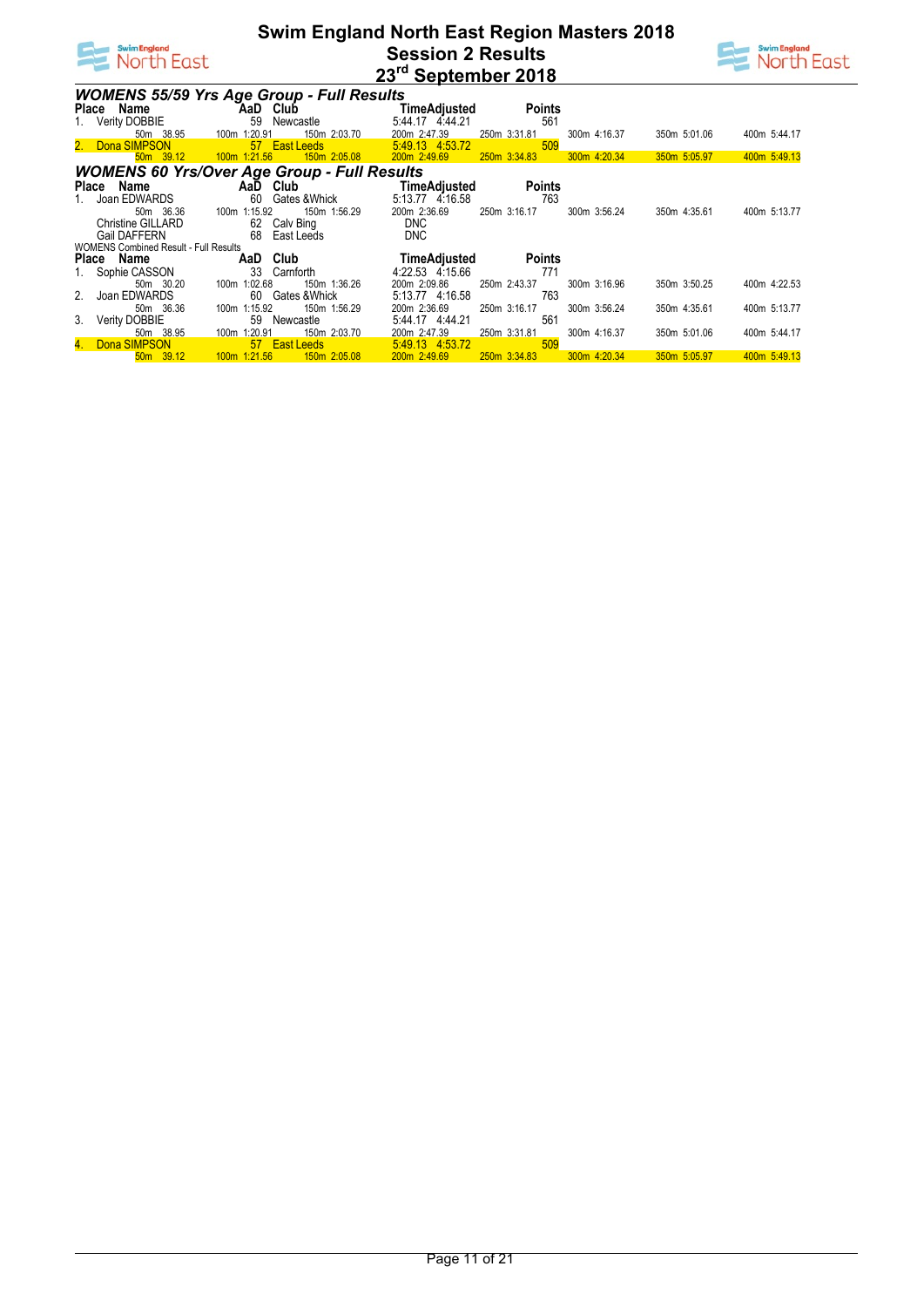# Swim England North East Region Masters 2018
## Session 2 Results
## 23rd September 2018

### WOMENS 55/59 Yrs Age Group - Full Results

| Place | Name | AaD | Club | Time | Adjusted | Points | | | |
|---|---|---|---|---|---|---|---|---|---|
| 1. | Verity DOBBIE | 59 | Newcastle | 5:44.17 | 4:44.21 | 561 | | | |
| | 50m 38.95 | 100m 1:20.91 | 150m 2:03.70 | 200m 2:47.39 | 250m 3:31.81 | 300m 4:16.37 | 350m 5:01.06 | 400m 5:44.17 | |
| 2. | Dona SIMPSON | 57 | East Leeds | 5:49.13 | 4:53.72 | 509 | | | |
| | 50m 39.12 | 100m 1:21.56 | 150m 2:05.08 | 200m 2:49.69 | 250m 3:34.83 | 300m 4:20.34 | 350m 5:05.97 | 400m 5:49.13 | |

### WOMENS 60 Yrs/Over Age Group - Full Results

| Place | Name | AaD | Club | Time | Adjusted | Points | | | |
|---|---|---|---|---|---|---|---|---|---|
| 1. | Joan EDWARDS | 60 | Gates &Whick | 5:13.77 | 4:16.58 | 763 | | | |
| | 50m 36.36 | 100m 1:15.92 | 150m 1:56.29 | 200m 2:36.69 | 250m 3:16.17 | 300m 3:56.24 | 350m 4:35.61 | 400m 5:13.77 | |
| | Christine GILLARD | 62 | Calv Bing | DNC | | | | | |
| | Gail DAFFERN | 68 | East Leeds | DNC | | | | | |

WOMENS Combined Result - Full Results

| Place | Name | AaD | Club | Time | Adjusted | Points | | | |
|---|---|---|---|---|---|---|---|---|---|
| 1. | Sophie CASSON | 33 | Carnforth | 4:22.53 | 4:15.66 | 771 | | | |
| | 50m 30.20 | 100m 1:02.68 | 150m 1:36.26 | 200m 2:09.86 | 250m 2:43.37 | 300m 3:16.96 | 350m 3:50.25 | 400m 4:22.53 | |
| 2. | Joan EDWARDS | 60 | Gates &Whick | 5:13.77 | 4:16.58 | 763 | | | |
| | 50m 36.36 | 100m 1:15.92 | 150m 1:56.29 | 200m 2:36.69 | 250m 3:16.17 | 300m 3:56.24 | 350m 4:35.61 | 400m 5:13.77 | |
| 3. | Verity DOBBIE | 59 | Newcastle | 5:44.17 | 4:44.21 | 561 | | | |
| | 50m 38.95 | 100m 1:20.91 | 150m 2:03.70 | 200m 2:47.39 | 250m 3:31.81 | 300m 4:16.37 | 350m 5:01.06 | 400m 5:44.17 | |
| 4. | Dona SIMPSON | 57 | East Leeds | 5:49.13 | 4:53.72 | 509 | | | |
| | 50m 39.12 | 100m 1:21.56 | 150m 2:05.08 | 200m 2:49.69 | 250m 3:34.83 | 300m 4:20.34 | 350m 5:05.97 | 400m 5:49.13 | |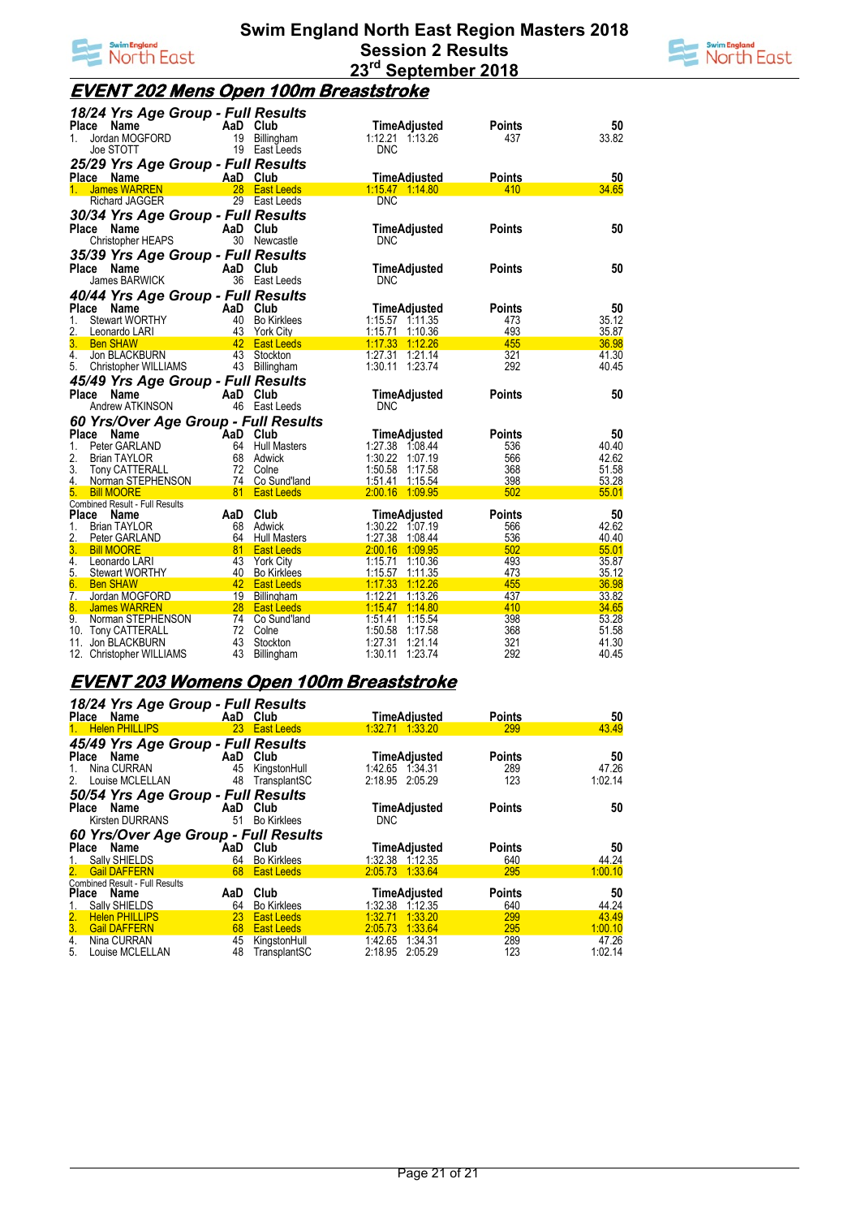# Swim England North East Region Masters 2018

## Session 2 Results

## 23rd September 2018

## EVENT 202 Mens Open 100m Breaststroke

### 18/24 Yrs Age Group - Full Results

| Place | Name | AaD | Club | Time | Adjusted | Points | 50 |
|---|---|---|---|---|---|---|---|
| 1. | Jordan MOGFORD | 19 | Billingham | 1:12.21 | 1:13.26 | 437 | 33.82 |
| | Joe STOTT | 19 | East Leeds | DNC | | | |

### 25/29 Yrs Age Group - Full Results

| Place | Name | AaD | Club | Time | Adjusted | Points | 50 |
|---|---|---|---|---|---|---|---|
| 1. | James WARREN | 28 | East Leeds | 1:15.47 | 1:14.80 | 410 | 34.65 |
| | Richard JAGGER | 29 | East Leeds | DNC | | | |

### 30/34 Yrs Age Group - Full Results

| Place | Name | AaD | Club | Time | Adjusted | Points | 50 |
|---|---|---|---|---|---|---|---|
| | Christopher HEAPS | 30 | Newcastle | DNC | | | |

### 35/39 Yrs Age Group - Full Results

| Place | Name | AaD | Club | Time | Adjusted | Points | 50 |
|---|---|---|---|---|---|---|---|
| | James BARWICK | 36 | East Leeds | DNC | | | |

### 40/44 Yrs Age Group - Full Results

| Place | Name | AaD | Club | Time | Adjusted | Points | 50 |
|---|---|---|---|---|---|---|---|
| 1. | Stewart WORTHY | 40 | Bo Kirklees | 1:15.57 | 1:11.35 | 473 | 35.12 |
| 2. | Leonardo LARI | 43 | York City | 1:15.71 | 1:10.36 | 493 | 35.87 |
| 3. | Ben SHAW | 42 | East Leeds | 1:17.33 | 1:12.26 | 455 | 36.98 |
| 4. | Jon BLACKBURN | 43 | Stockton | 1:27.31 | 1:21.14 | 321 | 41.30 |
| 5. | Christopher WILLIAMS | 43 | Billingham | 1:30.11 | 1:23.74 | 292 | 40.45 |

### 45/49 Yrs Age Group - Full Results

| Place | Name | AaD | Club | Time | Adjusted | Points | 50 |
|---|---|---|---|---|---|---|---|
| | Andrew ATKINSON | 46 | East Leeds | DNC | | | |

### 60 Yrs/Over Age Group - Full Results

| Place | Name | AaD | Club | Time | Adjusted | Points | 50 |
|---|---|---|---|---|---|---|---|
| 1. | Peter GARLAND | 64 | Hull Masters | 1:27.38 | 1:08.44 | 536 | 40.40 |
| 2. | Brian TAYLOR | 68 | Adwick | 1:30.22 | 1:07.19 | 566 | 42.62 |
| 3. | Tony CATTERALL | 72 | Colne | 1:50.58 | 1:17.58 | 368 | 51.58 |
| 4. | Norman STEPHENSON | 74 | Co Sund'land | 1:51.41 | 1:15.54 | 398 | 53.28 |
| 5. | Bill MOORE | 81 | East Leeds | 2:00.16 | 1:09.95 | 502 | 55.01 |

Combined Result - Full Results

| Place | Name | AaD | Club | Time | Adjusted | Points | 50 |
|---|---|---|---|---|---|---|---|
| 1. | Brian TAYLOR | 68 | Adwick | 1:30.22 | 1:07.19 | 566 | 42.62 |
| 2. | Peter GARLAND | 64 | Hull Masters | 1:27.38 | 1:08.44 | 536 | 40.40 |
| 3. | Bill MOORE | 81 | East Leeds | 2:00.16 | 1:09.95 | 502 | 55.01 |
| 4. | Leonardo LARI | 43 | York City | 1:15.71 | 1:10.36 | 493 | 35.87 |
| 5. | Stewart WORTHY | 40 | Bo Kirklees | 1:15.57 | 1:11.35 | 473 | 35.12 |
| 6. | Ben SHAW | 42 | East Leeds | 1:17.33 | 1:12.26 | 455 | 36.98 |
| 7. | Jordan MOGFORD | 19 | Billingham | 1:12.21 | 1:13.26 | 437 | 33.82 |
| 8. | James WARREN | 28 | East Leeds | 1:15.47 | 1:14.80 | 410 | 34.65 |
| 9. | Norman STEPHENSON | 74 | Co Sund'land | 1:51.41 | 1:15.54 | 398 | 53.28 |
| 10. | Tony CATTERALL | 72 | Colne | 1:50.58 | 1:17.58 | 368 | 51.58 |
| 11. | Jon BLACKBURN | 43 | Stockton | 1:27.31 | 1:21.14 | 321 | 41.30 |
| 12. | Christopher WILLIAMS | 43 | Billingham | 1:30.11 | 1:23.74 | 292 | 40.45 |

## EVENT 203 Womens Open 100m Breaststroke

### 18/24 Yrs Age Group - Full Results

| Place | Name | AaD | Club | Time | Adjusted | Points | 50 |
|---|---|---|---|---|---|---|---|
| 1. | Helen PHILLIPS | 23 | East Leeds | 1:32.71 | 1:33.20 | 299 | 43.49 |

### 45/49 Yrs Age Group - Full Results

| Place | Name | AaD | Club | Time | Adjusted | Points | 50 |
|---|---|---|---|---|---|---|---|
| 1. | Nina CURRAN | 45 | KingstonHull | 1:42.65 | 1:34.31 | 289 | 47.26 |
| 2. | Louise MCLELLAN | 48 | TransplantSC | 2:18.95 | 2:05.29 | 123 | 1:02.14 |

### 50/54 Yrs Age Group - Full Results

| Place | Name | AaD | Club | Time | Adjusted | Points | 50 |
|---|---|---|---|---|---|---|---|
| | Kirsten DURRANS | 51 | Bo Kirklees | DNC | | | |

### 60 Yrs/Over Age Group - Full Results

| Place | Name | AaD | Club | Time | Adjusted | Points | 50 |
|---|---|---|---|---|---|---|---|
| 1. | Sally SHIELDS | 64 | Bo Kirklees | 1:32.38 | 1:12.35 | 640 | 44.24 |
| 2. | Gail DAFFERN | 68 | East Leeds | 2:05.73 | 1:33.64 | 295 | 1:00.10 |

Combined Result - Full Results

| Place | Name | AaD | Club | Time | Adjusted | Points | 50 |
|---|---|---|---|---|---|---|---|
| 1. | Sally SHIELDS | 64 | Bo Kirklees | 1:32.38 | 1:12.35 | 640 | 44.24 |
| 2. | Helen PHILLIPS | 23 | East Leeds | 1:32.71 | 1:33.20 | 299 | 43.49 |
| 3. | Gail DAFFERN | 68 | East Leeds | 2:05.73 | 1:33.64 | 295 | 1:00.10 |
| 4. | Nina CURRAN | 45 | KingstonHull | 1:42.65 | 1:34.31 | 289 | 47.26 |
| 5. | Louise MCLELLAN | 48 | TransplantSC | 2:18.95 | 2:05.29 | 123 | 1:02.14 |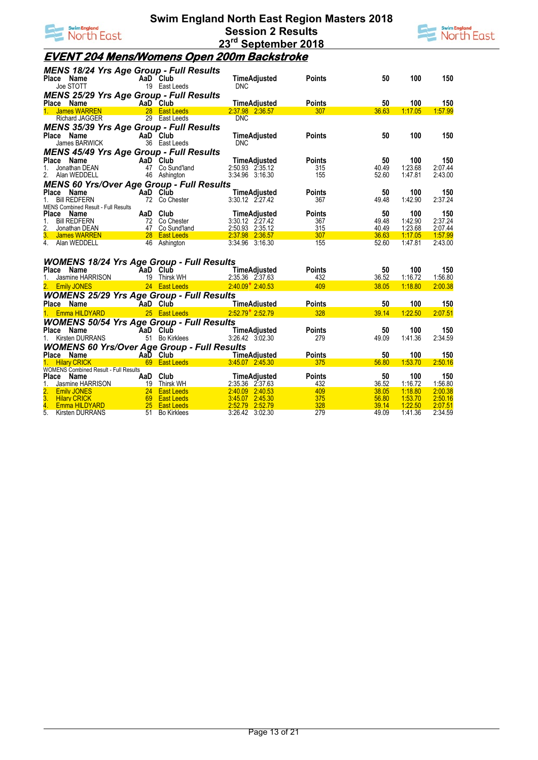# Swim England North East Region Masters 2018
## Session 2 Results
## 23rd September 2018

## EVENT 204 Mens/Womens Open 200m Backstroke

### MENS 18/24 Yrs Age Group - Full Results

| Place | Name | AaD | Club | Time | Adjusted | Points | 50 | 100 | 150 |
|---|---|---|---|---|---|---|---|---|---|
| | Joe STOTT | 19 | East Leeds | DNC | | | | | |

### MENS 25/29 Yrs Age Group - Full Results

| Place | Name | AaD | Club | Time | Adjusted | Points | 50 | 100 | 150 |
|---|---|---|---|---|---|---|---|---|---|
| 1. | James WARREN | 28 | East Leeds | 2:37.98 | 2:36.57 | 307 | 36.63 | 1:17.05 | 1:57.99 |
| | Richard JAGGER | 29 | East Leeds | DNC | | | | | |

### MENS 35/39 Yrs Age Group - Full Results

| Place | Name | AaD | Club | Time | Adjusted | Points | 50 | 100 | 150 |
|---|---|---|---|---|---|---|---|---|---|
| | James BARWICK | 36 | East Leeds | DNC | | | | | |

### MENS 45/49 Yrs Age Group - Full Results

| Place | Name | AaD | Club | Time | Adjusted | Points | 50 | 100 | 150 |
|---|---|---|---|---|---|---|---|---|---|
| 1. | Jonathan DEAN | 47 | Co Sund'land | 2:50.93 | 2:35.12 | 315 | 40.49 | 1:23.68 | 2:07.44 |
| 2. | Alan WEDDELL | 46 | Ashington | 3:34.96 | 3:16.30 | 155 | 52.60 | 1:47.81 | 2:43.00 |

### MENS 60 Yrs/Over Age Group - Full Results

| Place | Name | AaD | Club | Time | Adjusted | Points | 50 | 100 | 150 |
|---|---|---|---|---|---|---|---|---|---|
| 1. | Bill REDFERN | 72 | Co Chester | 3:30.12 | 2:27.42 | 367 | 49.48 | 1:42.90 | 2:37.24 |

MENS Combined Result - Full Results

| Place | Name | AaD | Club | Time | Adjusted | Points | 50 | 100 | 150 |
|---|---|---|---|---|---|---|---|---|---|
| 1. | Bill REDFERN | 72 | Co Chester | 3:30.12 | 2:27.42 | 367 | 49.48 | 1:42.90 | 2:37.24 |
| 2. | Jonathan DEAN | 47 | Co Sund'land | 2:50.93 | 2:35.12 | 315 | 40.49 | 1:23.68 | 2:07.44 |
| 3. | James WARREN | 28 | East Leeds | 2:37.98 | 2:36.57 | 307 | 36.63 | 1:17.05 | 1:57.99 |
| 4. | Alan WEDDELL | 46 | Ashington | 3:34.96 | 3:16.30 | 155 | 52.60 | 1:47.81 | 2:43.00 |

### WOMENS 18/24 Yrs Age Group - Full Results

| Place | Name | AaD | Club | Time | Adjusted | Points | 50 | 100 | 150 |
|---|---|---|---|---|---|---|---|---|---|
| 1. | Jasmine HARRISON | 19 | Thirsk WH | 2:35.36 | 2:37.63 | 432 | 36.52 | 1:16.72 | 1:56.80 |
| 2. | Emily JONES | 24 | East Leeds | 2:40.09* | 2:40.53 | 409 | 38.05 | 1:18.80 | 2:00.38 |

### WOMENS 25/29 Yrs Age Group - Full Results

| Place | Name | AaD | Club | Time | Adjusted | Points | 50 | 100 | 150 |
|---|---|---|---|---|---|---|---|---|---|
| 1. | Emma HILDYARD | 25 | East Leeds | 2:52.79* | 2:52.79 | 328 | 39.14 | 1:22.50 | 2:07.51 |

### WOMENS 50/54 Yrs Age Group - Full Results

| Place | Name | AaD | Club | Time | Adjusted | Points | 50 | 100 | 150 |
|---|---|---|---|---|---|---|---|---|---|
| 1. | Kirsten DURRANS | 51 | Bo Kirklees | 3:26.42 | 3:02.30 | 279 | 49.09 | 1:41.36 | 2:34.59 |

### WOMENS 60 Yrs/Over Age Group - Full Results

| Place | Name | AaD | Club | Time | Adjusted | Points | 50 | 100 | 150 |
|---|---|---|---|---|---|---|---|---|---|
| 1. | Hilary CRICK | 69 | East Leeds | 3:45.07 | 2:45.30 | 375 | 56.80 | 1:53.70 | 2:50.16 |

WOMENS Combined Result - Full Results

| Place | Name | AaD | Club | Time | Adjusted | Points | 50 | 100 | 150 |
|---|---|---|---|---|---|---|---|---|---|
| 1. | Jasmine HARRISON | 19 | Thirsk WH | 2:35.36 | 2:37.63 | 432 | 36.52 | 1:16.72 | 1:56.80 |
| 2. | Emily JONES | 24 | East Leeds | 2:40.09 | 2:40.53 | 409 | 38.05 | 1:18.80 | 2:00.38 |
| 3. | Hilary CRICK | 69 | East Leeds | 3:45.07 | 2:45.30 | 375 | 56.80 | 1:53.70 | 2:50.16 |
| 4. | Emma HILDYARD | 25 | East Leeds | 2:52.79 | 2:52.79 | 328 | 39.14 | 1:22.50 | 2:07.51 |
| 5. | Kirsten DURRANS | 51 | Bo Kirklees | 3:26.42 | 3:02.30 | 279 | 49.09 | 1:41.36 | 2:34.59 |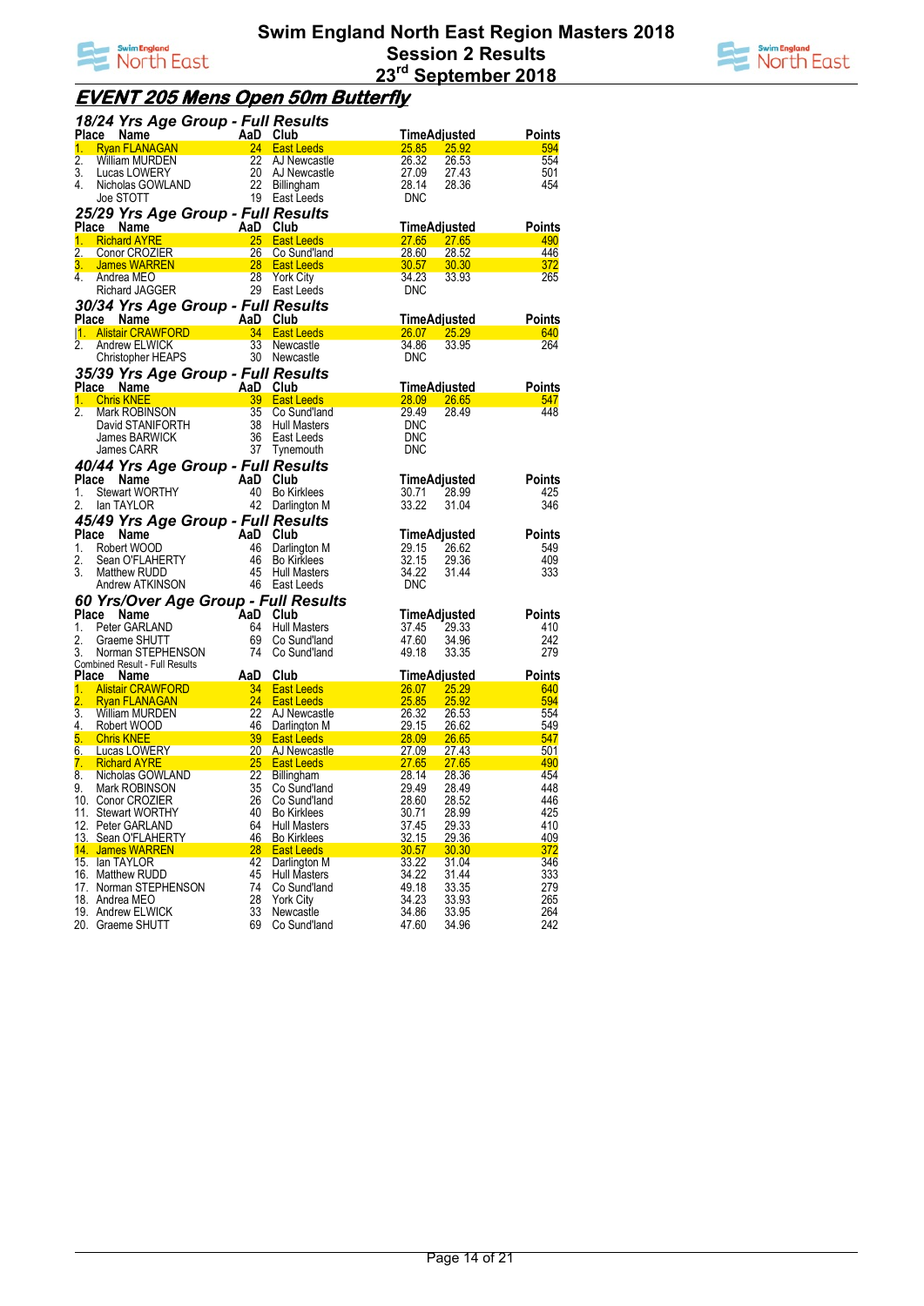# Swim England North East Region Masters 2018

## Session 2 Results

## 23rd September 2018

## EVENT 205 Mens Open 50m Butterfly

### 18/24 Yrs Age Group - Full Results

| Place | Name | AaD | Club | Time | Adjusted | Points |
|---|---|---|---|---|---|---|
| 1. | Ryan FLANAGAN | 24 | East Leeds | 25.85 | 25.92 | 594 |
| 2. | William MURDEN | 22 | AJ Newcastle | 26.32 | 26.53 | 554 |
| 3. | Lucas LOWERY | 20 | AJ Newcastle | 27.09 | 27.43 | 501 |
| 4. | Nicholas GOWLAND | 22 | Billingham | 28.14 | 28.36 | 454 |
| | Joe STOTT | 19 | East Leeds | DNC | | |

### 25/29 Yrs Age Group - Full Results

| Place | Name | AaD | Club | Time | Adjusted | Points |
|---|---|---|---|---|---|---|
| 1. | Richard AYRE | 25 | East Leeds | 27.65 | 27.65 | 490 |
| 2. | Conor CROZIER | 26 | Co Sund'land | 28.60 | 28.52 | 446 |
| 3. | James WARREN | 28 | East Leeds | 30.57 | 30.30 | 372 |
| 4. | Andrea MEO | 28 | York City | 34.23 | 33.93 | 265 |
| | Richard JAGGER | 29 | East Leeds | DNC | | |

### 30/34 Yrs Age Group - Full Results

| Place | Name | AaD | Club | Time | Adjusted | Points |
|---|---|---|---|---|---|---|
| 1. | Alistair CRAWFORD | 34 | East Leeds | 26.07 | 25.29 | 640 |
| 2. | Andrew ELWICK | 33 | Newcastle | 34.86 | 33.95 | 264 |
| | Christopher HEAPS | 30 | Newcastle | DNC | | |

### 35/39 Yrs Age Group - Full Results

| Place | Name | AaD | Club | Time | Adjusted | Points |
|---|---|---|---|---|---|---|
| 1. | Chris KNEE | 39 | East Leeds | 28.09 | 26.65 | 547 |
| 2. | Mark ROBINSON | 35 | Co Sund'land | 29.49 | 28.49 | 448 |
| | David STANIFORTH | 38 | Hull Masters | DNC | | |
| | James BARWICK | 36 | East Leeds | DNC | | |
| | James CARR | 37 | Tynemouth | DNC | | |

### 40/44 Yrs Age Group - Full Results

| Place | Name | AaD | Club | Time | Adjusted | Points |
|---|---|---|---|---|---|---|
| 1. | Stewart WORTHY | 40 | Bo Kirklees | 30.71 | 28.99 | 425 |
| 2. | Ian TAYLOR | 42 | Darlington M | 33.22 | 31.04 | 346 |

### 45/49 Yrs Age Group - Full Results

| Place | Name | AaD | Club | Time | Adjusted | Points |
|---|---|---|---|---|---|---|
| 1. | Robert WOOD | 46 | Darlington M | 29.15 | 26.62 | 549 |
| 2. | Sean O'FLAHERTY | 46 | Bo Kirklees | 32.15 | 29.36 | 409 |
| 3. | Matthew RUDD | 45 | Hull Masters | 34.22 | 31.44 | 333 |
| | Andrew ATKINSON | 46 | East Leeds | DNC | | |

### 60 Yrs/Over Age Group - Full Results

| Place | Name | AaD | Club | Time | Adjusted | Points |
|---|---|---|---|---|---|---|
| 1. | Peter GARLAND | 64 | Hull Masters | 37.45 | 29.33 | 410 |
| 2. | Graeme SHUTT | 69 | Co Sund'land | 47.60 | 34.96 | 242 |
| 3. | Norman STEPHENSON | 74 | Co Sund'land | 49.18 | 33.35 | 279 |

Combined Result - Full Results

| Place | Name | AaD | Club | Time | Adjusted | Points |
|---|---|---|---|---|---|---|
| 1. | Alistair CRAWFORD | 34 | East Leeds | 26.07 | 25.29 | 640 |
| 2. | Ryan FLANAGAN | 24 | East Leeds | 25.85 | 25.92 | 594 |
| 3. | William MURDEN | 22 | AJ Newcastle | 26.32 | 26.53 | 554 |
| 4. | Robert WOOD | 46 | Darlington M | 29.15 | 26.62 | 549 |
| 5. | Chris KNEE | 39 | East Leeds | 28.09 | 26.65 | 547 |
| 6. | Lucas LOWERY | 20 | AJ Newcastle | 27.09 | 27.43 | 501 |
| 7. | Richard AYRE | 25 | East Leeds | 27.65 | 27.65 | 490 |
| 8. | Nicholas GOWLAND | 22 | Billingham | 28.14 | 28.36 | 454 |
| 9. | Mark ROBINSON | 35 | Co Sund'land | 29.49 | 28.49 | 448 |
| 10. | Conor CROZIER | 26 | Co Sund'land | 28.60 | 28.52 | 446 |
| 11. | Stewart WORTHY | 40 | Bo Kirklees | 30.71 | 28.99 | 425 |
| 12. | Peter GARLAND | 64 | Hull Masters | 37.45 | 29.33 | 410 |
| 13. | Sean O'FLAHERTY | 46 | Bo Kirklees | 32.15 | 29.36 | 409 |
| 14. | James WARREN | 28 | East Leeds | 30.57 | 30.30 | 372 |
| 15. | Ian TAYLOR | 42 | Darlington M | 33.22 | 31.04 | 346 |
| 16. | Matthew RUDD | 45 | Hull Masters | 34.22 | 31.44 | 333 |
| 17. | Norman STEPHENSON | 74 | Co Sund'land | 49.18 | 33.35 | 279 |
| 18. | Andrea MEO | 28 | York City | 34.23 | 33.93 | 265 |
| 19. | Andrew ELWICK | 33 | Newcastle | 34.86 | 33.95 | 264 |
| 20. | Graeme SHUTT | 69 | Co Sund'land | 47.60 | 34.96 | 242 |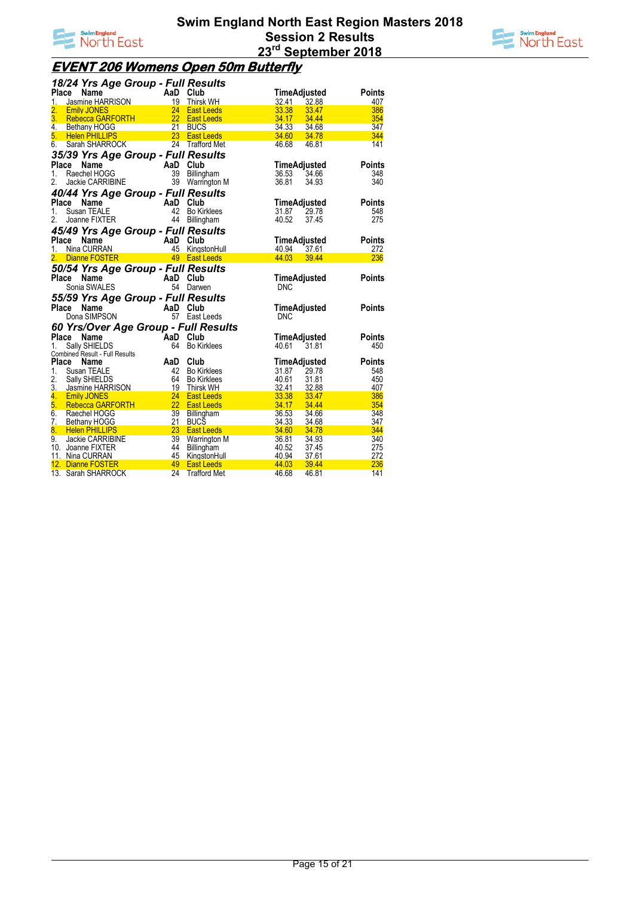# Swim England North East Region Masters 2018
## Session 2 Results
## 23rd September 2018

## EVENT 206 Womens Open 50m Butterfly

### 18/24 Yrs Age Group - Full Results

| Place | Name | AaD | Club | Time | Adjusted | Points |
|---|---|---|---|---|---|---|
| 1. | Jasmine HARRISON | 19 | Thirsk WH | 32.41 | 32.88 | 407 |
| 2. | Emily JONES | 24 | East Leeds | 33.38 | 33.47 | 386 |
| 3. | Rebecca GARFORTH | 22 | East Leeds | 34.17 | 34.44 | 354 |
| 4. | Bethany HOGG | 21 | BUCS | 34.33 | 34.68 | 347 |
| 5. | Helen PHILLIPS | 23 | East Leeds | 34.60 | 34.78 | 344 |
| 6. | Sarah SHARROCK | 24 | Trafford Met | 46.68 | 46.81 | 141 |

### 35/39 Yrs Age Group - Full Results

| Place | Name | AaD | Club | Time | Adjusted | Points |
|---|---|---|---|---|---|---|
| 1. | Raechel HOGG | 39 | Billingham | 36.53 | 34.66 | 348 |
| 2. | Jackie CARRIBINE | 39 | Warrington M | 36.81 | 34.93 | 340 |

### 40/44 Yrs Age Group - Full Results

| Place | Name | AaD | Club | Time | Adjusted | Points |
|---|---|---|---|---|---|---|
| 1. | Susan TEALE | 42 | Bo Kirklees | 31.87 | 29.78 | 548 |
| 2. | Joanne FIXTER | 44 | Billingham | 40.52 | 37.45 | 275 |

### 45/49 Yrs Age Group - Full Results

| Place | Name | AaD | Club | Time | Adjusted | Points |
|---|---|---|---|---|---|---|
| 1. | Nina CURRAN | 45 | KingstonHull | 40.94 | 37.61 | 272 |
| 2. | Dianne FOSTER | 49 | East Leeds | 44.03 | 39.44 | 236 |

### 50/54 Yrs Age Group - Full Results

| Place | Name | AaD | Club | Time | Adjusted | Points |
|---|---|---|---|---|---|---|
| | Sonia SWALES | 54 | Darwen | DNC | | |

### 55/59 Yrs Age Group - Full Results

| Place | Name | AaD | Club | Time | Adjusted | Points |
|---|---|---|---|---|---|---|
| | Dona SIMPSON | 57 | East Leeds | DNC | | |

### 60 Yrs/Over Age Group - Full Results

| Place | Name | AaD | Club | Time | Adjusted | Points |
|---|---|---|---|---|---|---|
| 1. | Sally SHIELDS | 64 | Bo Kirklees | 40.61 | 31.81 | 450 |

Combined Result - Full Results

| Place | Name | AaD | Club | Time | Adjusted | Points |
|---|---|---|---|---|---|---|
| 1. | Susan TEALE | 42 | Bo Kirklees | 31.87 | 29.78 | 548 |
| 2. | Sally SHIELDS | 64 | Bo Kirklees | 40.61 | 31.81 | 450 |
| 3. | Jasmine HARRISON | 19 | Thirsk WH | 32.41 | 32.88 | 407 |
| 4. | Emily JONES | 24 | East Leeds | 33.38 | 33.47 | 386 |
| 5. | Rebecca GARFORTH | 22 | East Leeds | 34.17 | 34.44 | 354 |
| 6. | Raechel HOGG | 39 | Billingham | 36.53 | 34.66 | 348 |
| 7. | Bethany HOGG | 21 | BUCS | 34.33 | 34.68 | 347 |
| 8. | Helen PHILLIPS | 23 | East Leeds | 34.60 | 34.78 | 344 |
| 9. | Jackie CARRIBINE | 39 | Warrington M | 36.81 | 34.93 | 340 |
| 10. | Joanne FIXTER | 44 | Billingham | 40.52 | 37.45 | 275 |
| 11. | Nina CURRAN | 45 | KingstonHull | 40.94 | 37.61 | 272 |
| 12. | Dianne FOSTER | 49 | East Leeds | 44.03 | 39.44 | 236 |
| 13. | Sarah SHARROCK | 24 | Trafford Met | 46.68 | 46.81 | 141 |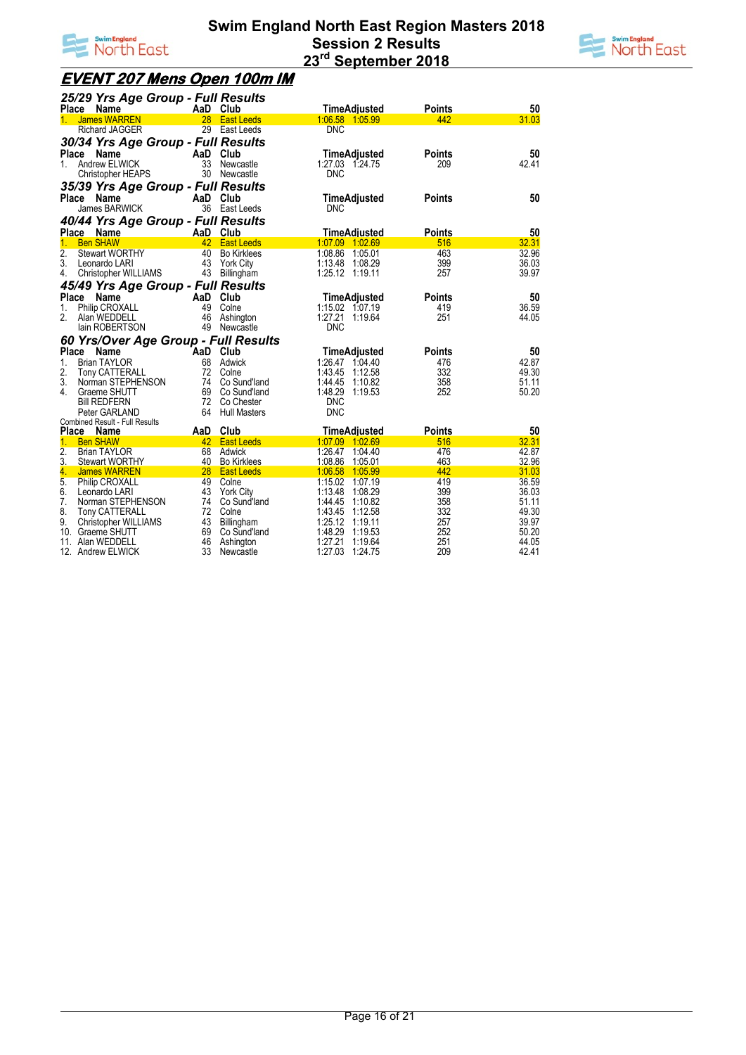# Swim England North East Region Masters 2018
## Session 2 Results
## 23rd September 2018

## EVENT 207 Mens Open 100m IM

### 25/29 Yrs Age Group - Full Results

| Place | Name | AaD | Club | Time | Adjusted | Points | 50 |
|---|---|---|---|---|---|---|---|
| 1. | James WARREN | 28 | East Leeds | 1:06.58 | 1:05.99 | 442 | 31.03 |
| | Richard JAGGER | 29 | East Leeds | DNC | | | |

### 30/34 Yrs Age Group - Full Results

| Place | Name | AaD | Club | Time | Adjusted | Points | 50 |
|---|---|---|---|---|---|---|---|
| 1. | Andrew ELWICK | 33 | Newcastle | 1:27.03 | 1:24.75 | 209 | 42.41 |
| | Christopher HEAPS | 30 | Newcastle | DNC | | | |

### 35/39 Yrs Age Group - Full Results

| Place | Name | AaD | Club | Time | Adjusted | Points | 50 |
|---|---|---|---|---|---|---|---|
| | James BARWICK | 36 | East Leeds | DNC | | | |

### 40/44 Yrs Age Group - Full Results

| Place | Name | AaD | Club | Time | Adjusted | Points | 50 |
|---|---|---|---|---|---|---|---|
| 1. | Ben SHAW | 42 | East Leeds | 1:07.09 | 1:02.69 | 516 | 32.31 |
| 2. | Stewart WORTHY | 40 | Bo Kirklees | 1:08.86 | 1:05.01 | 463 | 32.96 |
| 3. | Leonardo LARI | 43 | York City | 1:13.48 | 1:08.29 | 399 | 36.03 |
| 4. | Christopher WILLIAMS | 43 | Billingham | 1:25.12 | 1:19.11 | 257 | 39.97 |

### 45/49 Yrs Age Group - Full Results

| Place | Name | AaD | Club | Time | Adjusted | Points | 50 |
|---|---|---|---|---|---|---|---|
| 1. | Philip CROXALL | 49 | Colne | 1:15.02 | 1:07.19 | 419 | 36.59 |
| 2. | Alan WEDDELL | 46 | Ashington | 1:27.21 | 1:19.64 | 251 | 44.05 |
| | Iain ROBERTSON | 49 | Newcastle | DNC | | | |

### 60 Yrs/Over Age Group - Full Results

| Place | Name | AaD | Club | Time | Adjusted | Points | 50 |
|---|---|---|---|---|---|---|---|
| 1. | Brian TAYLOR | 68 | Adwick | 1:26.47 | 1:04.40 | 476 | 42.87 |
| 2. | Tony CATTERALL | 72 | Colne | 1:43.45 | 1:12.58 | 332 | 49.30 |
| 3. | Norman STEPHENSON | 74 | Co Sund'land | 1:44.45 | 1:10.82 | 358 | 51.11 |
| 4. | Graeme SHUTT | 69 | Co Sund'land | 1:48.29 | 1:19.53 | 252 | 50.20 |
| | Bill REDFERN | 72 | Co Chester | DNC | | | |
| | Peter GARLAND | 64 | Hull Masters | DNC | | | |

### Combined Result - Full Results

| Place | Name | AaD | Club | Time | Adjusted | Points | 50 |
|---|---|---|---|---|---|---|---|
| 1. | Ben SHAW | 42 | East Leeds | 1:07.09 | 1:02.69 | 516 | 32.31 |
| 2. | Brian TAYLOR | 68 | Adwick | 1:26.47 | 1:04.40 | 476 | 42.87 |
| 3. | Stewart WORTHY | 40 | Bo Kirklees | 1:08.86 | 1:05.01 | 463 | 32.96 |
| 4. | James WARREN | 28 | East Leeds | 1:06.58 | 1:05.99 | 442 | 31.03 |
| 5. | Philip CROXALL | 49 | Colne | 1:15.02 | 1:07.19 | 419 | 36.59 |
| 6. | Leonardo LARI | 43 | York City | 1:13.48 | 1:08.29 | 399 | 36.03 |
| 7. | Norman STEPHENSON | 74 | Co Sund'land | 1:44.45 | 1:10.82 | 358 | 51.11 |
| 8. | Tony CATTERALL | 72 | Colne | 1:43.45 | 1:12.58 | 332 | 49.30 |
| 9. | Christopher WILLIAMS | 43 | Billingham | 1:25.12 | 1:19.11 | 257 | 39.97 |
| 10. | Graeme SHUTT | 69 | Co Sund'land | 1:48.29 | 1:19.53 | 252 | 50.20 |
| 11. | Alan WEDDELL | 46 | Ashington | 1:27.21 | 1:19.64 | 251 | 44.05 |
| 12. | Andrew ELWICK | 33 | Newcastle | 1:27.03 | 1:24.75 | 209 | 42.41 |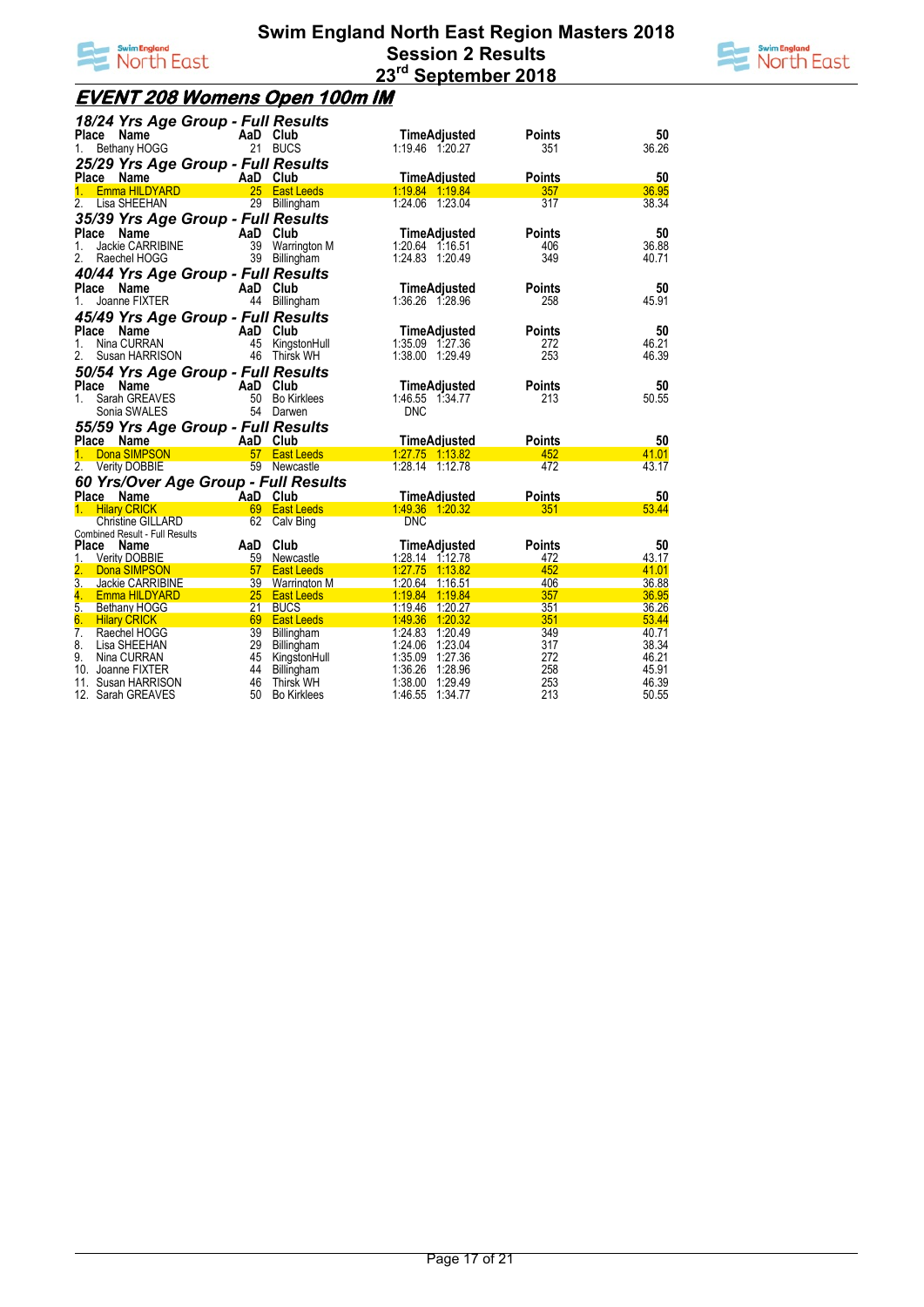# Swim England North East Region Masters 2018
## Session 2 Results
## 23rd September 2018

## EVENT 208 Womens Open 100m IM

### 18/24 Yrs Age Group - Full Results

| Place | Name | AaD | Club | Time | Adjusted | Points | 50 |
|---|---|---|---|---|---|---|---|
| 1. | Bethany HOGG | 21 | BUCS | 1:19.46 | 1:20.27 | 351 | 36.26 |

### 25/29 Yrs Age Group - Full Results

| Place | Name | AaD | Club | Time | Adjusted | Points | 50 |
|---|---|---|---|---|---|---|---|
| 1. | Emma HILDYARD | 25 | East Leeds | 1:19.84 | 1:19.84 | 357 | 36.95 |
| 2. | Lisa SHEEHAN | 29 | Billingham | 1:24.06 | 1:23.04 | 317 | 38.34 |

### 35/39 Yrs Age Group - Full Results

| Place | Name | AaD | Club | Time | Adjusted | Points | 50 |
|---|---|---|---|---|---|---|---|
| 1. | Jackie CARRIBINE | 39 | Warrington M | 1:20.64 | 1:16.51 | 406 | 36.88 |
| 2. | Raechel HOGG | 39 | Billingham | 1:24.83 | 1:20.49 | 349 | 40.71 |

### 40/44 Yrs Age Group - Full Results

| Place | Name | AaD | Club | Time | Adjusted | Points | 50 |
|---|---|---|---|---|---|---|---|
| 1. | Joanne FIXTER | 44 | Billingham | 1:36.26 | 1:28.96 | 258 | 45.91 |

### 45/49 Yrs Age Group - Full Results

| Place | Name | AaD | Club | Time | Adjusted | Points | 50 |
|---|---|---|---|---|---|---|---|
| 1. | Nina CURRAN | 45 | KingstonHull | 1:35.09 | 1:27.36 | 272 | 46.21 |
| 2. | Susan HARRISON | 46 | Thirsk WH | 1:38.00 | 1:29.49 | 253 | 46.39 |

### 50/54 Yrs Age Group - Full Results

| Place | Name | AaD | Club | Time | Adjusted | Points | 50 |
|---|---|---|---|---|---|---|---|
| 1. | Sarah GREAVES | 50 | Bo Kirklees | 1:46.55 | 1:34.77 | 213 | 50.55 |
| | Sonia SWALES | 54 | Darwen | DNC | | | |

### 55/59 Yrs Age Group - Full Results

| Place | Name | AaD | Club | Time | Adjusted | Points | 50 |
|---|---|---|---|---|---|---|---|
| 1. | Dona SIMPSON | 57 | East Leeds | 1:27.75 | 1:13.82 | 452 | 41.01 |
| 2. | Verity DOBBIE | 59 | Newcastle | 1:28.14 | 1:12.78 | 472 | 43.17 |

### 60 Yrs/Over Age Group - Full Results

| Place | Name | AaD | Club | Time | Adjusted | Points | 50 |
|---|---|---|---|---|---|---|---|
| 1. | Hilary CRICK | 69 | East Leeds | 1:49.36 | 1:20.32 | 351 | 53.44 |
| | Christine GILLARD | 62 | Calv Bing | DNC | | | |

Combined Result - Full Results

| Place | Name | AaD | Club | Time | Adjusted | Points | 50 |
|---|---|---|---|---|---|---|---|
| 1. | Verity DOBBIE | 59 | Newcastle | 1:28.14 | 1:12.78 | 472 | 43.17 |
| 2. | Dona SIMPSON | 57 | East Leeds | 1:27.75 | 1:13.82 | 452 | 41.01 |
| 3. | Jackie CARRIBINE | 39 | Warrington M | 1:20.64 | 1:16.51 | 406 | 36.88 |
| 4. | Emma HILDYARD | 25 | East Leeds | 1:19.84 | 1:19.84 | 357 | 36.95 |
| 5. | Bethany HOGG | 21 | BUCS | 1:19.46 | 1:20.27 | 351 | 36.26 |
| 6. | Hilary CRICK | 69 | East Leeds | 1:49.36 | 1:20.32 | 351 | 53.44 |
| 7. | Raechel HOGG | 39 | Billingham | 1:24.83 | 1:20.49 | 349 | 40.71 |
| 8. | Lisa SHEEHAN | 29 | Billingham | 1:24.06 | 1:23.04 | 317 | 38.34 |
| 9. | Nina CURRAN | 45 | KingstonHull | 1:35.09 | 1:27.36 | 272 | 46.21 |
| 10. | Joanne FIXTER | 44 | Billingham | 1:36.26 | 1:28.96 | 258 | 45.91 |
| 11. | Susan HARRISON | 46 | Thirsk WH | 1:38.00 | 1:29.49 | 253 | 46.39 |
| 12. | Sarah GREAVES | 50 | Bo Kirklees | 1:46.55 | 1:34.77 | 213 | 50.55 |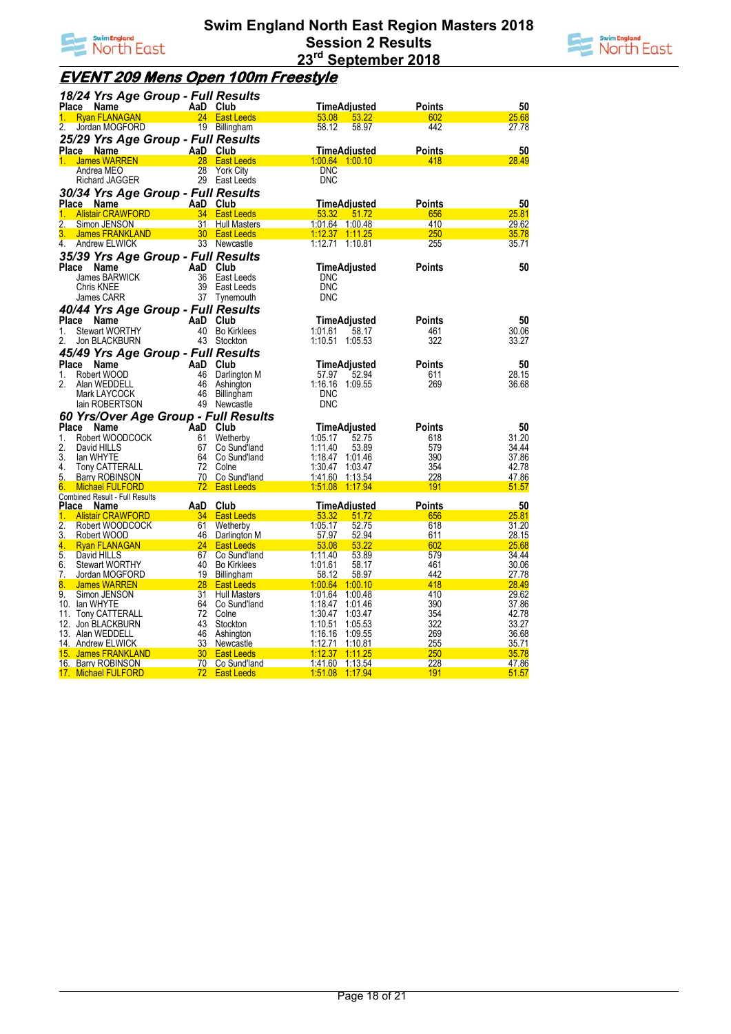# Swim England North East Region Masters 2018

## Session 2 Results

## 23rd September 2018

## EVENT 209 Mens Open 100m Freestyle

### 18/24 Yrs Age Group - Full Results

| Place | Name | AaD | Club | Time | Adjusted | Points | 50 |
|---|---|---|---|---|---|---|---|
| 1. | Ryan FLANAGAN | 24 | East Leeds | 53.08 | 53.22 | 602 | 25.68 |
| 2. | Jordan MOGFORD | 19 | Billingham | 58.12 | 58.97 | 442 | 27.78 |

### 25/29 Yrs Age Group - Full Results

| Place | Name | AaD | Club | Time | Adjusted | Points | 50 |
|---|---|---|---|---|---|---|---|
| 1. | James WARREN | 28 | East Leeds | 1:00.64 | 1:00.10 | 418 | 28.49 |
| | Andrea MEO | 28 | York City | DNC | | | |
| | Richard JAGGER | 29 | East Leeds | DNC | | | |

### 30/34 Yrs Age Group - Full Results

| Place | Name | AaD | Club | Time | Adjusted | Points | 50 |
|---|---|---|---|---|---|---|---|
| 1. | Alistair CRAWFORD | 34 | East Leeds | 53.32 | 51.72 | 656 | 25.81 |
| 2. | Simon JENSON | 31 | Hull Masters | 1:01.64 | 1:00.48 | 410 | 29.62 |
| 3. | James FRANKLAND | 30 | East Leeds | 1:12.37 | 1:11.25 | 250 | 35.78 |
| 4. | Andrew ELWICK | 33 | Newcastle | 1:12.71 | 1:10.81 | 255 | 35.71 |

### 35/39 Yrs Age Group - Full Results

| Place | Name | AaD | Club | Time | Adjusted | Points | 50 |
|---|---|---|---|---|---|---|---|
| | James BARWICK | 36 | East Leeds | DNC | | | |
| | Chris KNEE | 39 | East Leeds | DNC | | | |
| | James CARR | 37 | Tynemouth | DNC | | | |

### 40/44 Yrs Age Group - Full Results

| Place | Name | AaD | Club | Time | Adjusted | Points | 50 |
|---|---|---|---|---|---|---|---|
| 1. | Stewart WORTHY | 40 | Bo Kirklees | 1:01.61 | 58.17 | 461 | 30.06 |
| 2. | Jon BLACKBURN | 43 | Stockton | 1:10.51 | 1:05.53 | 322 | 33.27 |

### 45/49 Yrs Age Group - Full Results

| Place | Name | AaD | Club | Time | Adjusted | Points | 50 |
|---|---|---|---|---|---|---|---|
| 1. | Robert WOOD | 46 | Darlington M | 57.97 | 52.94 | 611 | 28.15 |
| 2. | Alan WEDDELL | 46 | Ashington | 1:16.16 | 1:09.55 | 269 | 36.68 |
| | Mark LAYCOCK | 46 | Billingham | DNC | | | |
| | Iain ROBERTSON | 49 | Newcastle | DNC | | | |

### 60 Yrs/Over Age Group - Full Results

| Place | Name | AaD | Club | Time | Adjusted | Points | 50 |
|---|---|---|---|---|---|---|---|
| 1. | Robert WOODCOCK | 61 | Wetherby | 1:05.17 | 52.75 | 618 | 31.20 |
| 2. | David HILLS | 67 | Co Sund'land | 1:11.40 | 53.89 | 579 | 34.44 |
| 3. | Ian WHYTE | 64 | Co Sund'land | 1:18.47 | 1:01.46 | 390 | 37.86 |
| 4. | Tony CATTERALL | 72 | Colne | 1:30.47 | 1:03.47 | 354 | 42.78 |
| 5. | Barry ROBINSON | 70 | Co Sund'land | 1:41.60 | 1:13.54 | 228 | 47.86 |
| 6. | Michael FULFORD | 72 | East Leeds | 1:51.08 | 1:17.94 | 191 | 51.57 |

Combined Result - Full Results

| Place | Name | AaD | Club | Time | Adjusted | Points | 50 |
|---|---|---|---|---|---|---|---|
| 1. | Alistair CRAWFORD | 34 | East Leeds | 53.32 | 51.72 | 656 | 25.81 |
| 2. | Robert WOODCOCK | 61 | Wetherby | 1:05.17 | 52.75 | 618 | 31.20 |
| 3. | Robert WOOD | 46 | Darlington M | 57.97 | 52.94 | 611 | 28.15 |
| 4. | Ryan FLANAGAN | 24 | East Leeds | 53.08 | 53.22 | 602 | 25.68 |
| 5. | David HILLS | 67 | Co Sund'land | 1:11.40 | 53.89 | 579 | 34.44 |
| 6. | Stewart WORTHY | 40 | Bo Kirklees | 1:01.61 | 58.17 | 461 | 30.06 |
| 7. | Jordan MOGFORD | 19 | Billingham | 58.12 | 58.97 | 442 | 27.78 |
| 8. | James WARREN | 28 | East Leeds | 1:00.64 | 1:00.10 | 418 | 28.49 |
| 9. | Simon JENSON | 31 | Hull Masters | 1:01.64 | 1:00.48 | 410 | 29.62 |
| 10. | Ian WHYTE | 64 | Co Sund'land | 1:18.47 | 1:01.46 | 390 | 37.86 |
| 11. | Tony CATTERALL | 72 | Colne | 1:30.47 | 1:03.47 | 354 | 42.78 |
| 12. | Jon BLACKBURN | 43 | Stockton | 1:10.51 | 1:05.53 | 322 | 33.27 |
| 13. | Alan WEDDELL | 46 | Ashington | 1:16.16 | 1:09.55 | 269 | 36.68 |
| 14. | Andrew ELWICK | 33 | Newcastle | 1:12.71 | 1:10.81 | 255 | 35.71 |
| 15. | James FRANKLAND | 30 | East Leeds | 1:12.37 | 1:11.25 | 250 | 35.78 |
| 16. | Barry ROBINSON | 70 | Co Sund'land | 1:41.60 | 1:13.54 | 228 | 47.86 |
| 17. | Michael FULFORD | 72 | East Leeds | 1:51.08 | 1:17.94 | 191 | 51.57 |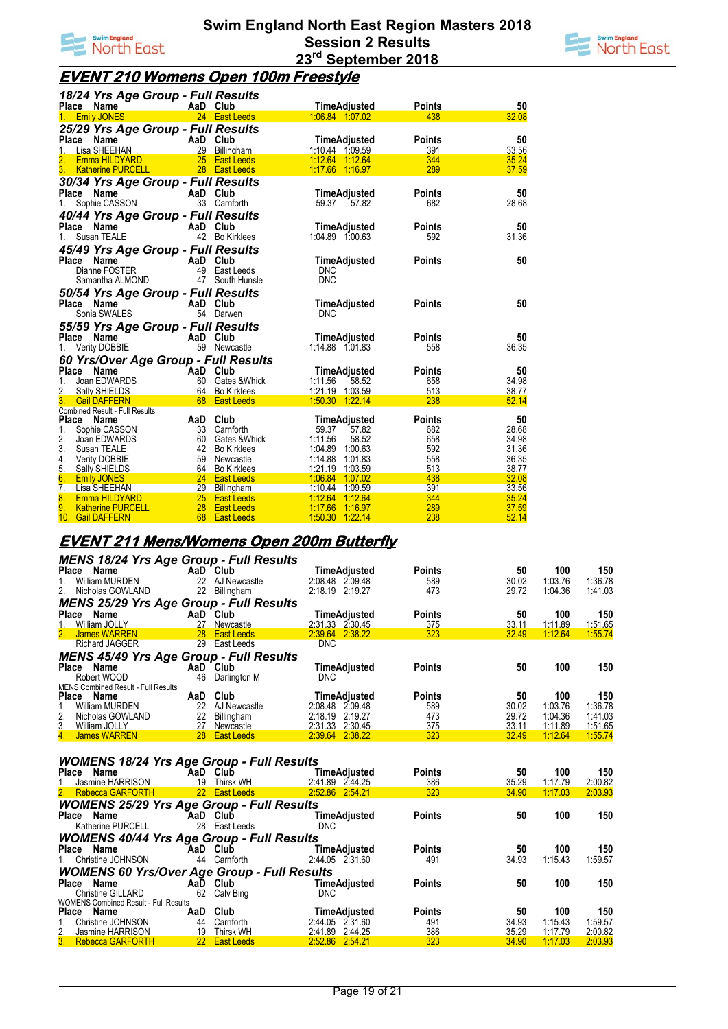# Swim England North East Region Masters 2018
## Session 2 Results
## 23rd September 2018

## EVENT 210 Womens Open 100m Freestyle

### 18/24 Yrs Age Group - Full Results

| Place | Name | AaD | Club | Time | Adjusted | Points | 50 |
|---|---|---|---|---|---|---|---|
| 1. | Emily JONES | 24 | East Leeds | 1:06.84 | 1:07.02 | 438 | 32.08 |

### 25/29 Yrs Age Group - Full Results

| Place | Name | AaD | Club | Time | Adjusted | Points | 50 |
|---|---|---|---|---|---|---|---|
| 1. | Lisa SHEEHAN | 29 | Billingham | 1:10.44 | 1:09.59 | 391 | 33.56 |
| 2. | Emma HILDYARD | 25 | East Leeds | 1:12.64 | 1:12.64 | 344 | 35.24 |
| 3. | Katherine PURCELL | 28 | East Leeds | 1:17.66 | 1:16.97 | 289 | 37.59 |

### 30/34 Yrs Age Group - Full Results

| Place | Name | AaD | Club | Time | Adjusted | Points | 50 |
|---|---|---|---|---|---|---|---|
| 1. | Sophie CASSON | 33 | Carnforth | 59.37 | 57.82 | 682 | 28.68 |

### 40/44 Yrs Age Group - Full Results

| Place | Name | AaD | Club | Time | Adjusted | Points | 50 |
|---|---|---|---|---|---|---|---|
| 1. | Susan TEALE | 42 | Bo Kirklees | 1:04.89 | 1:00.63 | 592 | 31.36 |

### 45/49 Yrs Age Group - Full Results

| Place | Name | AaD | Club | Time | Adjusted | Points | 50 |
|---|---|---|---|---|---|---|---|
| | Dianne FOSTER | 49 | East Leeds | DNC | | | |
| | Samantha ALMOND | 47 | South Hunsle | DNC | | | |

### 50/54 Yrs Age Group - Full Results

| Place | Name | AaD | Club | Time | Adjusted | Points | 50 |
|---|---|---|---|---|---|---|---|
| | Sonia SWALES | 54 | Darwen | DNC | | | |

### 55/59 Yrs Age Group - Full Results

| Place | Name | AaD | Club | Time | Adjusted | Points | 50 |
|---|---|---|---|---|---|---|---|
| 1. | Verity DOBBIE | 59 | Newcastle | 1:14.88 | 1:01.83 | 558 | 36.35 |

### 60 Yrs/Over Age Group - Full Results

| Place | Name | AaD | Club | Time | Adjusted | Points | 50 |
|---|---|---|---|---|---|---|---|
| 1. | Joan EDWARDS | 60 | Gates &Whick | 1:11.56 | 58.52 | 658 | 34.98 |
| 2. | Sally SHIELDS | 64 | Bo Kirklees | 1:21.19 | 1:03.59 | 513 | 38.77 |
| 3. | Gail DAFFERN | 68 | East Leeds | 1:50.30 | 1:22.14 | 238 | 52.14 |

### Combined Result - Full Results

| Place | Name | AaD | Club | Time | Adjusted | Points | 50 |
|---|---|---|---|---|---|---|---|
| 1. | Sophie CASSON | 33 | Carnforth | 59.37 | 57.82 | 682 | 28.68 |
| 2. | Joan EDWARDS | 60 | Gates &Whick | 1:11.56 | 58.52 | 658 | 34.98 |
| 3. | Susan TEALE | 42 | Bo Kirklees | 1:04.89 | 1:00.63 | 592 | 31.36 |
| 4. | Verity DOBBIE | 59 | Newcastle | 1:14.88 | 1:01.83 | 558 | 36.35 |
| 5. | Sally SHIELDS | 64 | Bo Kirklees | 1:21.19 | 1:03.59 | 513 | 38.77 |
| 6. | Emily JONES | 24 | East Leeds | 1:06.84 | 1:07.02 | 438 | 32.08 |
| 7. | Lisa SHEEHAN | 29 | Billingham | 1:10.44 | 1:09.59 | 391 | 33.56 |
| 8. | Emma HILDYARD | 25 | East Leeds | 1:12.64 | 1:12.64 | 344 | 35.24 |
| 9. | Katherine PURCELL | 28 | East Leeds | 1:17.66 | 1:16.97 | 289 | 37.59 |
| 10. | Gail DAFFERN | 68 | East Leeds | 1:50.30 | 1:22.14 | 238 | 52.14 |

## EVENT 211 Mens/Womens Open 200m Butterfly

### MENS 18/24 Yrs Age Group - Full Results

| Place | Name | AaD | Club | Time | Adjusted | Points | 50 | 100 | 150 |
|---|---|---|---|---|---|---|---|---|---|
| 1. | William MURDEN | 22 | AJ Newcastle | 2:08.48 | 2:09.48 | 589 | 30.02 | 1:03.76 | 1:36.78 |
| 2. | Nicholas GOWLAND | 22 | Billingham | 2:18.19 | 2:19.27 | 473 | 29.72 | 1:04.36 | 1:41.03 |

### MENS 25/29 Yrs Age Group - Full Results

| Place | Name | AaD | Club | Time | Adjusted | Points | 50 | 100 | 150 |
|---|---|---|---|---|---|---|---|---|---|
| 1. | William JOLLY | 27 | Newcastle | 2:31.33 | 2:30.45 | 375 | 33.11 | 1:11.89 | 1:51.65 |
| 2. | James WARREN | 28 | East Leeds | 2:39.64 | 2:38.22 | 323 | 32.49 | 1:12.64 | 1:55.74 |
| | Richard JAGGER | 29 | East Leeds | DNC | | | | | |

### MENS 45/49 Yrs Age Group - Full Results

| Place | Name | AaD | Club | Time | Adjusted | Points | 50 | 100 | 150 |
|---|---|---|---|---|---|---|---|---|---|
| | Robert WOOD | 46 | Darlington M | DNC | | | | | |

### MENS Combined Result - Full Results

| Place | Name | AaD | Club | Time | Adjusted | Points | 50 | 100 | 150 |
|---|---|---|---|---|---|---|---|---|---|
| 1. | William MURDEN | 22 | AJ Newcastle | 2:08.48 | 2:09.48 | 589 | 30.02 | 1:03.76 | 1:36.78 |
| 2. | Nicholas GOWLAND | 22 | Billingham | 2:18.19 | 2:19.27 | 473 | 29.72 | 1:04.36 | 1:41.03 |
| 3. | William JOLLY | 27 | Newcastle | 2:31.33 | 2:30.45 | 375 | 33.11 | 1:11.89 | 1:51.65 |
| 4. | James WARREN | 28 | East Leeds | 2:39.64 | 2:38.22 | 323 | 32.49 | 1:12.64 | 1:55.74 |

### WOMENS 18/24 Yrs Age Group - Full Results

| Place | Name | AaD | Club | Time | Adjusted | Points | 50 | 100 | 150 |
|---|---|---|---|---|---|---|---|---|---|
| 1. | Jasmine HARRISON | 19 | Thirsk WH | 2:41.89 | 2:44.25 | 386 | 35.29 | 1:17.79 | 2:00.82 |
| 2. | Rebecca GARFORTH | 22 | East Leeds | 2:52.86 | 2:54.21 | 323 | 34.90 | 1:17.03 | 2:03.93 |

### WOMENS 25/29 Yrs Age Group - Full Results

| Place | Name | AaD | Club | Time | Adjusted | Points | 50 | 100 | 150 |
|---|---|---|---|---|---|---|---|---|---|
| | Katherine PURCELL | 28 | East Leeds | DNC | | | | | |

### WOMENS 40/44 Yrs Age Group - Full Results

| Place | Name | AaD | Club | Time | Adjusted | Points | 50 | 100 | 150 |
|---|---|---|---|---|---|---|---|---|---|
| 1. | Christine JOHNSON | 44 | Carnforth | 2:44.05 | 2:31.60 | 491 | 34.93 | 1:15.43 | 1:59.57 |

### WOMENS 60 Yrs/Over Age Group - Full Results

| Place | Name | AaD | Club | Time | Adjusted | Points | 50 | 100 | 150 |
|---|---|---|---|---|---|---|---|---|---|
| | Christine GILLARD | 62 | Calv Bing | DNC | | | | | |

### WOMENS Combined Result - Full Results

| Place | Name | AaD | Club | Time | Adjusted | Points | 50 | 100 | 150 |
|---|---|---|---|---|---|---|---|---|---|
| 1. | Christine JOHNSON | 44 | Carnforth | 2:44.05 | 2:31.60 | 491 | 34.93 | 1:15.43 | 1:59.57 |
| 2. | Jasmine HARRISON | 19 | Thirsk WH | 2:41.89 | 2:44.25 | 386 | 35.29 | 1:17.79 | 2:00.82 |
| 3. | Rebecca GARFORTH | 22 | East Leeds | 2:52.86 | 2:54.21 | 323 | 34.90 | 1:17.03 | 2:03.93 |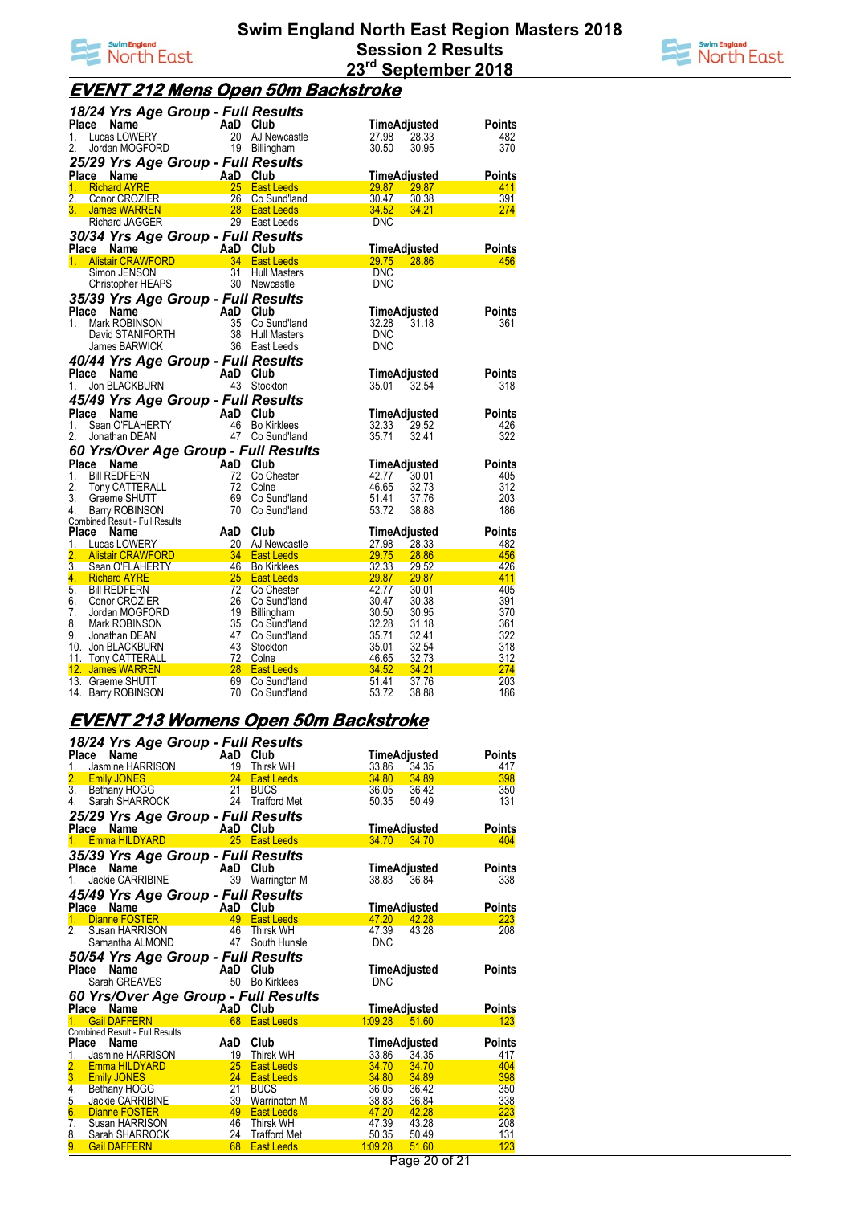# Swim England North East Region Masters 2018
## Session 2 Results
## 23rd September 2018

## EVENT 212 Mens Open 50m Backstroke

### 18/24 Yrs Age Group - Full Results

| Place | Name | AaD | Club | Time | Adjusted | Points |
|---|---|---|---|---|---|---|
| 1. | Lucas LOWERY | 20 | AJ Newcastle | 27.98 | 28.33 | 482 |
| 2. | Jordan MOGFORD | 19 | Billingham | 30.50 | 30.95 | 370 |

### 25/29 Yrs Age Group - Full Results

| Place | Name | AaD | Club | Time | Adjusted | Points |
|---|---|---|---|---|---|---|
| 1. | Richard AYRE | 25 | East Leeds | 29.87 | 29.87 | 411 |
| 2. | Conor CROZIER | 26 | Co Sund'land | 30.47 | 30.38 | 391 |
| 3. | James WARREN | 28 | East Leeds | 34.52 | 34.21 | 274 |
| | Richard JAGGER | 29 | East Leeds | DNC | | |

### 30/34 Yrs Age Group - Full Results

| Place | Name | AaD | Club | Time | Adjusted | Points |
|---|---|---|---|---|---|---|
| 1. | Alistair CRAWFORD | 34 | East Leeds | 29.75 | 28.86 | 456 |
| | Simon JENSON | 31 | Hull Masters | DNC | | |
| | Christopher HEAPS | 30 | Newcastle | DNC | | |

### 35/39 Yrs Age Group - Full Results

| Place | Name | AaD | Club | Time | Adjusted | Points |
|---|---|---|---|---|---|---|
| 1. | Mark ROBINSON | 35 | Co Sund'land | 32.28 | 31.18 | 361 |
| | David STANIFORTH | 38 | Hull Masters | DNC | | |
| | James BARWICK | 36 | East Leeds | DNC | | |

### 40/44 Yrs Age Group - Full Results

| Place | Name | AaD | Club | Time | Adjusted | Points |
|---|---|---|---|---|---|---|
| 1. | Jon BLACKBURN | 43 | Stockton | 35.01 | 32.54 | 318 |

### 45/49 Yrs Age Group - Full Results

| Place | Name | AaD | Club | Time | Adjusted | Points |
|---|---|---|---|---|---|---|
| 1. | Sean O'FLAHERTY | 46 | Bo Kirklees | 32.33 | 29.52 | 426 |
| 2. | Jonathan DEAN | 47 | Co Sund'land | 35.71 | 32.41 | 322 |

### 60 Yrs/Over Age Group - Full Results

| Place | Name | AaD | Club | Time | Adjusted | Points |
|---|---|---|---|---|---|---|
| 1. | Bill REDFERN | 72 | Co Chester | 42.77 | 30.01 | 405 |
| 2. | Tony CATTERALL | 72 | Colne | 46.65 | 32.73 | 312 |
| 3. | Graeme SHUTT | 69 | Co Sund'land | 51.41 | 37.76 | 203 |
| 4. | Barry ROBINSON | 70 | Co Sund'land | 53.72 | 38.88 | 186 |

Combined Result - Full Results

| Place | Name | AaD | Club | Time | Adjusted | Points |
|---|---|---|---|---|---|---|
| 1. | Lucas LOWERY | 20 | AJ Newcastle | 27.98 | 28.33 | 482 |
| 2. | Alistair CRAWFORD | 34 | East Leeds | 29.75 | 28.86 | 456 |
| 3. | Sean O'FLAHERTY | 46 | Bo Kirklees | 32.33 | 29.52 | 426 |
| 4. | Richard AYRE | 25 | East Leeds | 29.87 | 29.87 | 411 |
| 5. | Bill REDFERN | 72 | Co Chester | 42.77 | 30.01 | 405 |
| 6. | Conor CROZIER | 26 | Co Sund'land | 30.47 | 30.38 | 391 |
| 7. | Jordan MOGFORD | 19 | Billingham | 30.50 | 30.95 | 370 |
| 8. | Mark ROBINSON | 35 | Co Sund'land | 32.28 | 31.18 | 361 |
| 9. | Jonathan DEAN | 47 | Co Sund'land | 35.71 | 32.41 | 322 |
| 10. | Jon BLACKBURN | 43 | Stockton | 35.01 | 32.54 | 318 |
| 11. | Tony CATTERALL | 72 | Colne | 46.65 | 32.73 | 312 |
| 12. | James WARREN | 28 | East Leeds | 34.52 | 34.21 | 274 |
| 13. | Graeme SHUTT | 69 | Co Sund'land | 51.41 | 37.76 | 203 |
| 14. | Barry ROBINSON | 70 | Co Sund'land | 53.72 | 38.88 | 186 |

## EVENT 213 Womens Open 50m Backstroke

### 18/24 Yrs Age Group - Full Results

| Place | Name | AaD | Club | Time | Adjusted | Points |
|---|---|---|---|---|---|---|
| 1. | Jasmine HARRISON | 19 | Thirsk WH | 33.86 | 34.35 | 417 |
| 2. | Emily JONES | 24 | East Leeds | 34.80 | 34.89 | 398 |
| 3. | Bethany HOGG | 21 | BUCS | 36.05 | 36.42 | 350 |
| 4. | Sarah SHARROCK | 24 | Trafford Met | 50.35 | 50.49 | 131 |

### 25/29 Yrs Age Group - Full Results

| Place | Name | AaD | Club | Time | Adjusted | Points |
|---|---|---|---|---|---|---|
| 1. | Emma HILDYARD | 25 | East Leeds | 34.70 | 34.70 | 404 |

### 35/39 Yrs Age Group - Full Results

| Place | Name | AaD | Club | Time | Adjusted | Points |
|---|---|---|---|---|---|---|
| 1. | Jackie CARRIBINE | 39 | Warrington M | 38.83 | 36.84 | 338 |

### 45/49 Yrs Age Group - Full Results

| Place | Name | AaD | Club | Time | Adjusted | Points |
|---|---|---|---|---|---|---|
| 1. | Dianne FOSTER | 49 | East Leeds | 47.20 | 42.28 | 223 |
| 2. | Susan HARRISON | 46 | Thirsk WH | 47.39 | 43.28 | 208 |
| | Samantha ALMOND | 47 | South Hunsle | DNC | | |

### 50/54 Yrs Age Group - Full Results

| Place | Name | AaD | Club | Time | Adjusted | Points |
|---|---|---|---|---|---|---|
| | Sarah GREAVES | 50 | Bo Kirklees | DNC | | |

### 60 Yrs/Over Age Group - Full Results

| Place | Name | AaD | Club | Time | Adjusted | Points |
|---|---|---|---|---|---|---|
| 1. | Gail DAFFERN | 68 | East Leeds | 1:09.28 | 51.60 | 123 |

Combined Result - Full Results

| Place | Name | AaD | Club | Time | Adjusted | Points |
|---|---|---|---|---|---|---|
| 1. | Jasmine HARRISON | 19 | Thirsk WH | 33.86 | 34.35 | 417 |
| 2. | Emma HILDYARD | 25 | East Leeds | 34.70 | 34.70 | 404 |
| 3. | Emily JONES | 24 | East Leeds | 34.80 | 34.89 | 398 |
| 4. | Bethany HOGG | 21 | BUCS | 36.05 | 36.42 | 350 |
| 5. | Jackie CARRIBINE | 39 | Warrington M | 38.83 | 36.84 | 338 |
| 6. | Dianne FOSTER | 49 | East Leeds | 47.20 | 42.28 | 223 |
| 7. | Susan HARRISON | 46 | Thirsk WH | 47.39 | 43.28 | 208 |
| 8. | Sarah SHARROCK | 24 | Trafford Met | 50.35 | 50.49 | 131 |
| 9. | Gail DAFFERN | 68 | East Leeds | 1:09.28 | 51.60 | 123 |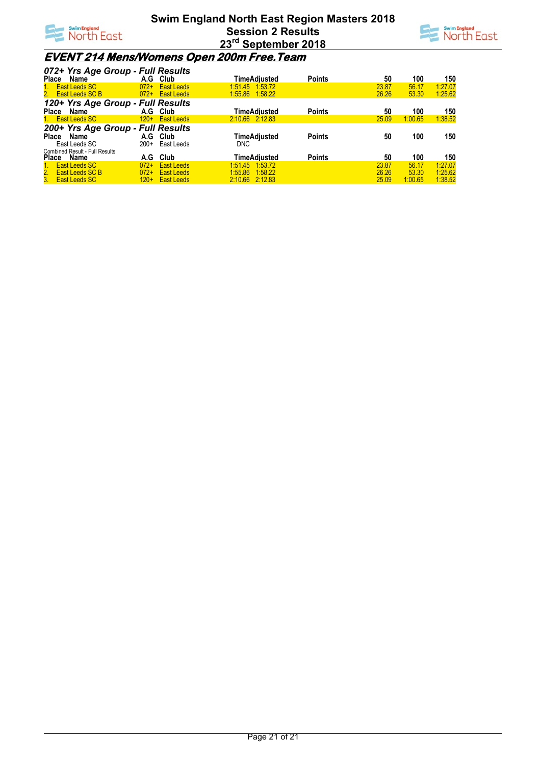# Swim England North East Region Masters 2018
## Session 2 Results
## 23rd September 2018

## EVENT 214 Mens/Womens Open 200m Free.Team

### 072+ Yrs Age Group - Full Results

| Place | Name | A.G | Club | Time | Adjusted | Points | 50 | 100 | 150 |
|---|---|---|---|---|---|---|---|---|---|
| 1. | East Leeds SC | 072+ | East Leeds | 1:51.45 | 1:53.72 | | 23.87 | 56.17 | 1:27.07 |
| 2. | East Leeds SC B | 072+ | East Leeds | 1:55.86 | 1:58.22 | | 26.26 | 53.30 | 1:25.62 |

### 120+ Yrs Age Group - Full Results

| Place | Name | A.G | Club | Time | Adjusted | Points | 50 | 100 | 150 |
|---|---|---|---|---|---|---|---|---|---|
| 1. | East Leeds SC | 120+ | East Leeds | 2:10.66 | 2:12.83 | | 25.09 | 1:00.65 | 1:38.52 |

### 200+ Yrs Age Group - Full Results

| Place | Name | A.G | Club | Time | Adjusted | Points | 50 | 100 | 150 |
|---|---|---|---|---|---|---|---|---|---|
| | East Leeds SC | 200+ | East Leeds | DNC | | | | | |

Combined Result - Full Results

| Place | Name | A.G | Club | Time | Adjusted | Points | 50 | 100 | 150 |
|---|---|---|---|---|---|---|---|---|---|
| 1. | East Leeds SC | 072+ | East Leeds | 1:51.45 | 1:53.72 | | 23.87 | 56.17 | 1:27.07 |
| 2. | East Leeds SC B | 072+ | East Leeds | 1:55.86 | 1:58.22 | | 26.26 | 53.30 | 1:25.62 |
| 3. | East Leeds SC | 120+ | East Leeds | 2:10.66 | 2:12.83 | | 25.09 | 1:00.65 | 1:38.52 |